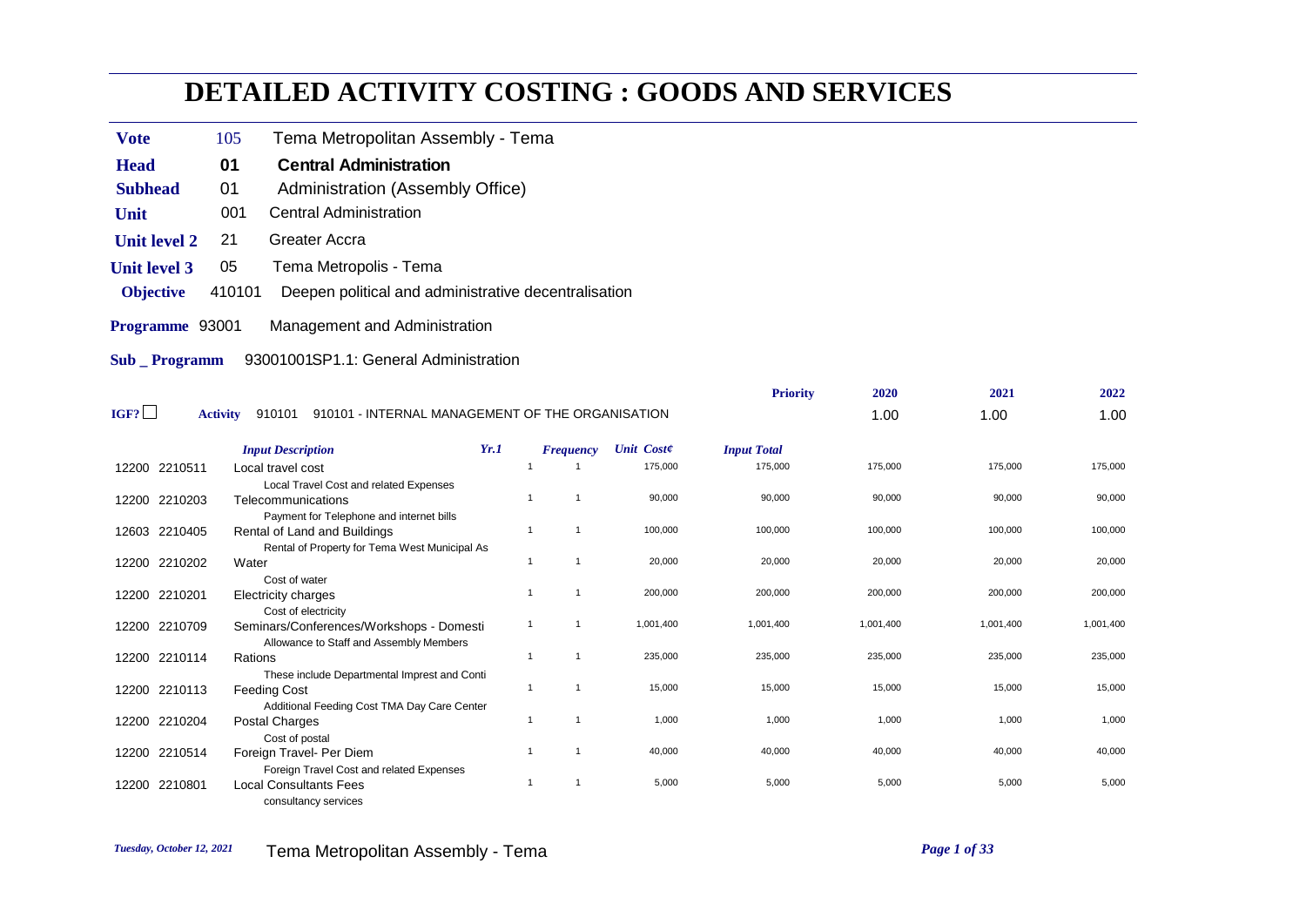# DETAILED ACTIVITY COSTING : GOODS AND SERVICES

**Vote** 105 Tema Metropolitan Assembly - Tema

**Head** **01** **Central Administration**

**Subhead** 01 Administration (Assembly Office)

**Unit** 001 Central Administration

**Unit level 2** 21 Greater Accra

**Unit level 3** 05 Tema Metropolis - Tema

**Objective** 410101 Deepen political and administrative decentralisation

**Programme** 93001 Management and Administration

**Sub _ Programm** 93001001SP1.1: General Administration

IGF? ☐ **Activity** 910101 910101 - INTERNAL MANAGEMENT OF THE ORGANISATION

| | | | **Priority** | **2020** | **2021** | **2022** |
|---|---|---|---|---|---|---|
| | | | | 1.00 | 1.00 | 1.00 |

| | | *Input Description* | *Yr.1* | *Frequency* | *Unit Cost¢* | *Input Total* | 2020 | 2021 | 2022 |
|---|---|---|---|---|---|---|---|---|---|
| 12200 | 2210511 | Local travel cost<br>Local Travel Cost and related Expenses | 1 | 1 | 175,000 | 175,000 | 175,000 | 175,000 | 175,000 |
| 12200 | 2210203 | Telecommunications<br>Payment for Telephone and internet bills | 1 | 1 | 90,000 | 90,000 | 90,000 | 90,000 | 90,000 |
| 12603 | 2210405 | Rental of Land and Buildings<br>Rental of Property for Tema West Municipal As | 1 | 1 | 100,000 | 100,000 | 100,000 | 100,000 | 100,000 |
| 12200 | 2210202 | Water<br>Cost of water | 1 | 1 | 20,000 | 20,000 | 20,000 | 20,000 | 20,000 |
| 12200 | 2210201 | Electricity charges<br>Cost of electricity | 1 | 1 | 200,000 | 200,000 | 200,000 | 200,000 | 200,000 |
| 12200 | 2210709 | Seminars/Conferences/Workshops - Domesti<br>Allowance to Staff and Assembly Members | 1 | 1 | 1,001,400 | 1,001,400 | 1,001,400 | 1,001,400 | 1,001,400 |
| 12200 | 2210114 | Rations<br>These include Departmental Imprest and Conti | 1 | 1 | 235,000 | 235,000 | 235,000 | 235,000 | 235,000 |
| 12200 | 2210113 | Feeding Cost<br>Additional Feeding Cost TMA Day Care Center | 1 | 1 | 15,000 | 15,000 | 15,000 | 15,000 | 15,000 |
| 12200 | 2210204 | Postal Charges<br>Cost of postal | 1 | 1 | 1,000 | 1,000 | 1,000 | 1,000 | 1,000 |
| 12200 | 2210514 | Foreign Travel- Per Diem<br>Foreign Travel Cost and related Expenses | 1 | 1 | 40,000 | 40,000 | 40,000 | 40,000 | 40,000 |
| 12200 | 2210801 | Local Consultants Fees<br>consultancy services | 1 | 1 | 5,000 | 5,000 | 5,000 | 5,000 | 5,000 |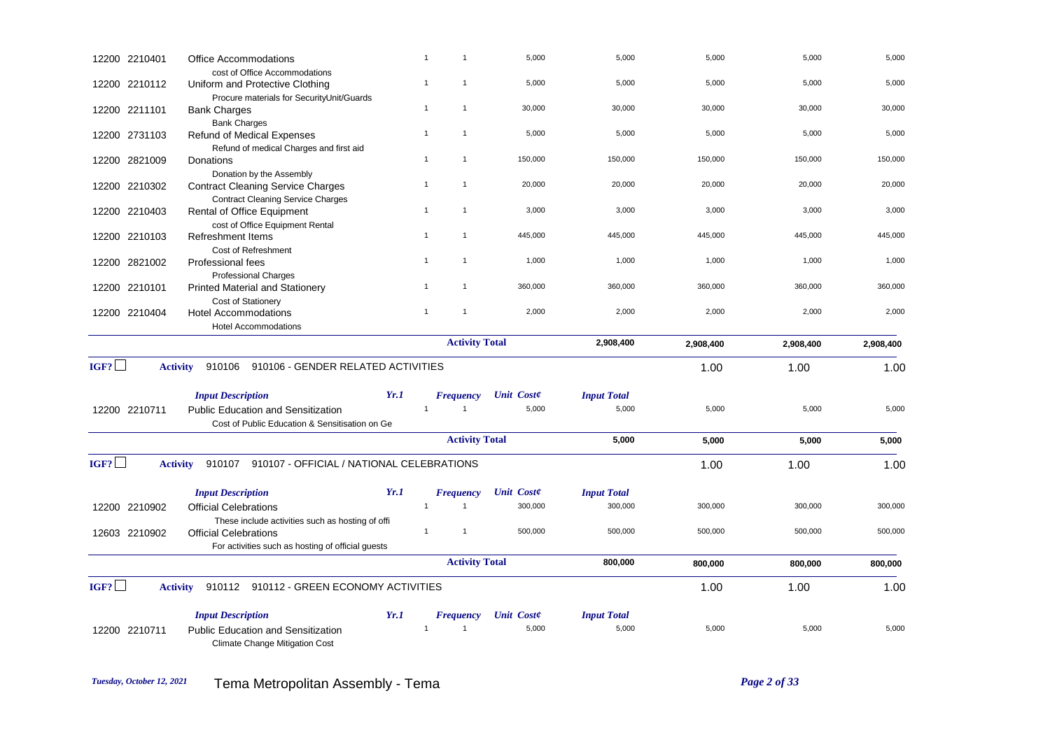| | | | Yr.1 | Frequency | Unit Cost¢ | Input Total | | | |
|---|---|---|---|---|---|---|---|---|---|
| 12200 | 2210401 | Office Accommodations<br>cost of Office Accommodations | 1 | 1 | 5,000 | 5,000 | 5,000 | 5,000 | 5,000 |
| 12200 | 2210112 | Uniform and Protective Clothing<br>Procure materials for SecurityUnit/Guards | 1 | 1 | 5,000 | 5,000 | 5,000 | 5,000 | 5,000 |
| 12200 | 2211101 | Bank Charges<br>Bank Charges | 1 | 1 | 30,000 | 30,000 | 30,000 | 30,000 | 30,000 |
| 12200 | 2731103 | Refund of Medical Expenses<br>Refund of medical Charges and first aid | 1 | 1 | 5,000 | 5,000 | 5,000 | 5,000 | 5,000 |
| 12200 | 2821009 | Donations<br>Donation by the Assembly | 1 | 1 | 150,000 | 150,000 | 150,000 | 150,000 | 150,000 |
| 12200 | 2210302 | Contract Cleaning Service Charges<br>Contract Cleaning Service Charges | 1 | 1 | 20,000 | 20,000 | 20,000 | 20,000 | 20,000 |
| 12200 | 2210403 | Rental of Office Equipment<br>cost of Office Equipment Rental | 1 | 1 | 3,000 | 3,000 | 3,000 | 3,000 | 3,000 |
| 12200 | 2210103 | Refreshment Items<br>Cost of Refreshment | 1 | 1 | 445,000 | 445,000 | 445,000 | 445,000 | 445,000 |
| 12200 | 2821002 | Professional fees<br>Professional Charges | 1 | 1 | 1,000 | 1,000 | 1,000 | 1,000 | 1,000 |
| 12200 | 2210101 | Printed Material and Stationery<br>Cost of Stationery | 1 | 1 | 360,000 | 360,000 | 360,000 | 360,000 | 360,000 |
| 12200 | 2210404 | Hotel Accommodations<br>Hotel Accommodations | 1 | 1 | 2,000 | 2,000 | 2,000 | 2,000 | 2,000 |
| | | | | **Activity Total** | | **2,908,400** | **2,908,400** | **2,908,400** | **2,908,400** |

IGF? ☐ **Activity** 910106 910106 - GENDER RELATED ACTIVITIES — 1.00 | 1.00 | 1.00

| | | Input Description | Yr.1 | Frequency | Unit Cost¢ | Input Total | | | |
|---|---|---|---|---|---|---|---|---|---|
| 12200 | 2210711 | Public Education and Sensitization<br>Cost of Public Education & Sensitisation on Ge | 1 | 1 | 5,000 | 5,000 | 5,000 | 5,000 | 5,000 |
| | | | | **Activity Total** | | **5,000** | **5,000** | **5,000** | **5,000** |

IGF? ☐ **Activity** 910107 910107 - OFFICIAL / NATIONAL CELEBRATIONS — 1.00 | 1.00 | 1.00

| | | Input Description | Yr.1 | Frequency | Unit Cost¢ | Input Total | | | |
|---|---|---|---|---|---|---|---|---|---|
| 12200 | 2210902 | Official Celebrations<br>These include activities such as hosting of offi | 1 | 1 | 300,000 | 300,000 | 300,000 | 300,000 | 300,000 |
| 12603 | 2210902 | Official Celebrations<br>For activities such as hosting of official guests | 1 | 1 | 500,000 | 500,000 | 500,000 | 500,000 | 500,000 |
| | | | | **Activity Total** | | **800,000** | **800,000** | **800,000** | **800,000** |

IGF? ☐ **Activity** 910112 910112 - GREEN ECONOMY ACTIVITIES — 1.00 | 1.00 | 1.00

| | | Input Description | Yr.1 | Frequency | Unit Cost¢ | Input Total | | | |
|---|---|---|---|---|---|---|---|---|---|
| 12200 | 2210711 | Public Education and Sensitization<br>Climate Change Mitigation Cost | 1 | 1 | 5,000 | 5,000 | 5,000 | 5,000 | 5,000 |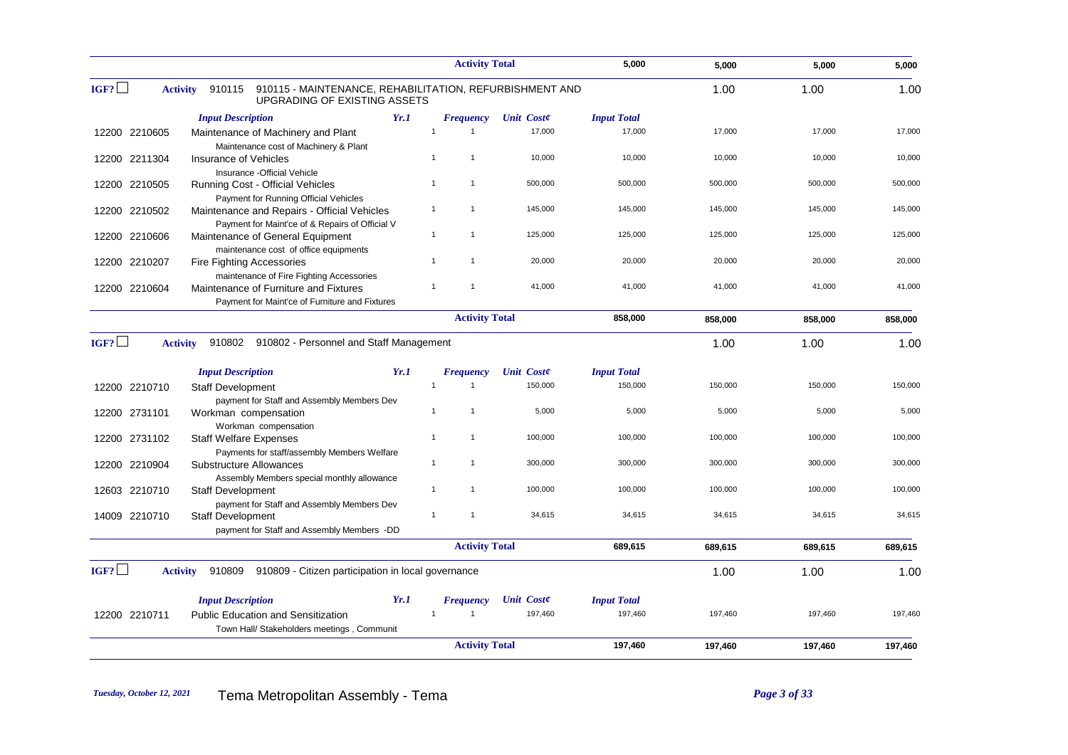| | | | | Activity Total | | 5,000 | 5,000 | 5,000 | 5,000 |
|---|---|---|---|---|---|---|---|---|---|
| IGF? ☐ | **Activity** 910115 | 910115 - MAINTENANCE, REHABILITATION, REFURBISHMENT AND UPGRADING OF EXISTING ASSETS | | | | | 1.00 | 1.00 | 1.00 |
| | | *Input Description* | *Yr.1* | *Frequency* | *Unit Cost¢* | *Input Total* | | | |
| 12200 | 2210605 | Maintenance of Machinery and Plant<br>Maintenance cost of Machinery & Plant | 1 | 1 | 17,000 | 17,000 | 17,000 | 17,000 | 17,000 |
| 12200 | 2211304 | Insurance of Vehicles<br>Insurance -Official Vehicle | 1 | 1 | 10,000 | 10,000 | 10,000 | 10,000 | 10,000 |
| 12200 | 2210505 | Running Cost - Official Vehicles<br>Payment for Running Official Vehicles | 1 | 1 | 500,000 | 500,000 | 500,000 | 500,000 | 500,000 |
| 12200 | 2210502 | Maintenance and Repairs - Official Vehicles<br>Payment for Maint'ce of & Repairs of Official V | 1 | 1 | 145,000 | 145,000 | 145,000 | 145,000 | 145,000 |
| 12200 | 2210606 | Maintenance of General Equipment<br>maintenance cost of office equipments | 1 | 1 | 125,000 | 125,000 | 125,000 | 125,000 | 125,000 |
| 12200 | 2210207 | Fire Fighting Accessories<br>maintenance of Fire Fighting Accessories | 1 | 1 | 20,000 | 20,000 | 20,000 | 20,000 | 20,000 |
| 12200 | 2210604 | Maintenance of Furniture and Fixtures<br>Payment for Maint'ce of Furniture and Fixtures | 1 | 1 | 41,000 | 41,000 | 41,000 | 41,000 | 41,000 |
| | | | | Activity Total | | 858,000 | 858,000 | 858,000 | 858,000 |
| IGF? ☐ | **Activity** 910802 | 910802 - Personnel and Staff Management | | | | | 1.00 | 1.00 | 1.00 |
| | | *Input Description* | *Yr.1* | *Frequency* | *Unit Cost¢* | *Input Total* | | | |
| 12200 | 2210710 | Staff Development<br>payment for Staff and Assembly Members Dev | 1 | 1 | 150,000 | 150,000 | 150,000 | 150,000 | 150,000 |
| 12200 | 2731101 | Workman compensation<br>Workman compensation | 1 | 1 | 5,000 | 5,000 | 5,000 | 5,000 | 5,000 |
| 12200 | 2731102 | Staff Welfare Expenses<br>Payments for staff/assembly Members Welfare | 1 | 1 | 100,000 | 100,000 | 100,000 | 100,000 | 100,000 |
| 12200 | 2210904 | Substructure Allowances<br>Assembly Members special monthly allowance | 1 | 1 | 300,000 | 300,000 | 300,000 | 300,000 | 300,000 |
| 12603 | 2210710 | Staff Development<br>payment for Staff and Assembly Members Dev | 1 | 1 | 100,000 | 100,000 | 100,000 | 100,000 | 100,000 |
| 14009 | 2210710 | Staff Development<br>payment for Staff and Assembly Members -DD | 1 | 1 | 34,615 | 34,615 | 34,615 | 34,615 | 34,615 |
| | | | | Activity Total | | 689,615 | 689,615 | 689,615 | 689,615 |
| IGF? ☐ | **Activity** 910809 | 910809 - Citizen participation in local governance | | | | | 1.00 | 1.00 | 1.00 |
| | | *Input Description* | *Yr.1* | *Frequency* | *Unit Cost¢* | *Input Total* | | | |
| 12200 | 2210711 | Public Education and Sensitization<br>Town Hall/ Stakeholders meetings , Communit | 1 | 1 | 197,460 | 197,460 | 197,460 | 197,460 | 197,460 |
| | | | | Activity Total | | 197,460 | 197,460 | 197,460 | 197,460 |

Tuesday, October 12, 2021 — Tema Metropolitan Assembly - Tema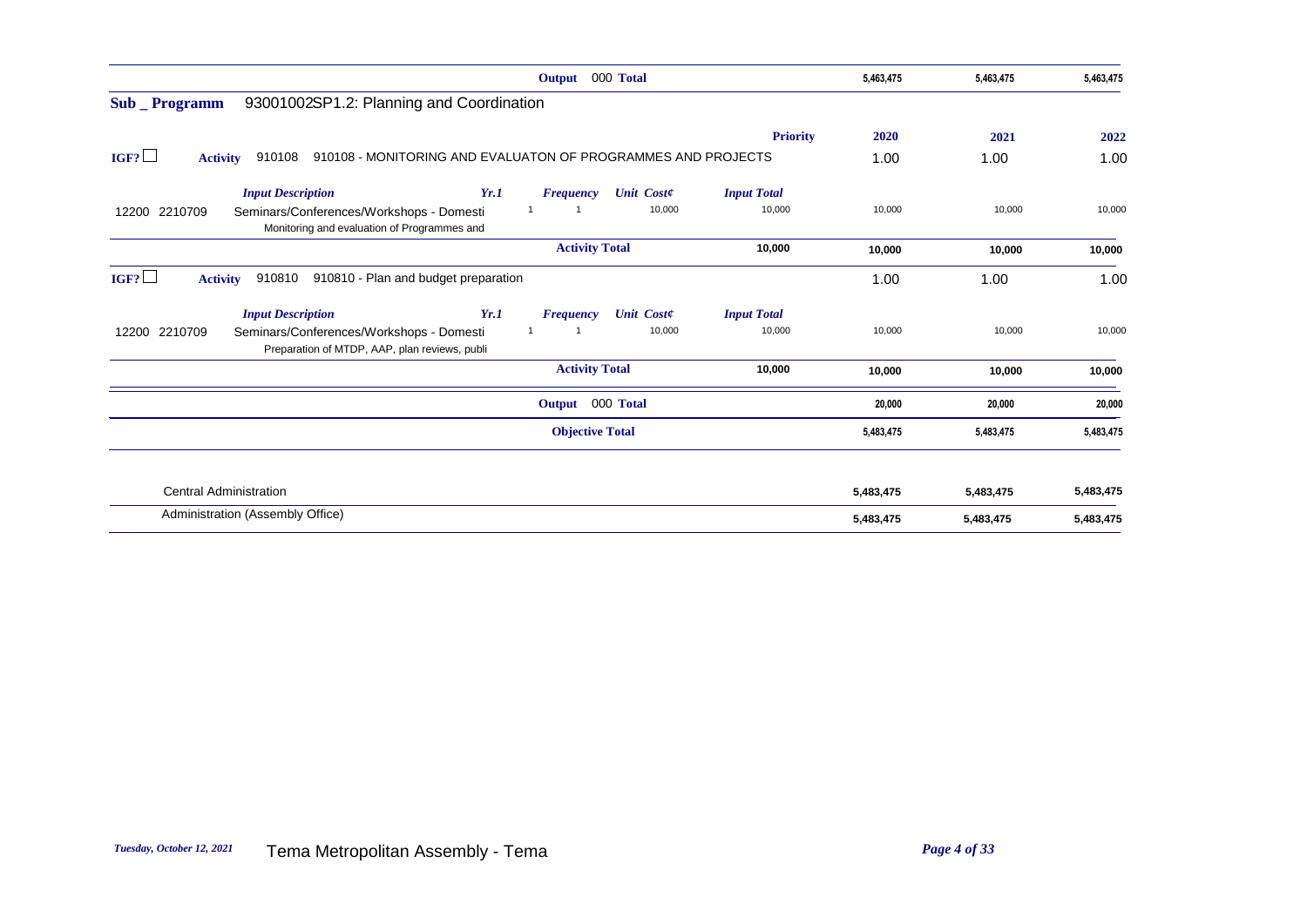| | | | | | | | 2020 | 2021 | 2022 |
|---|---|---|---|---|---|---|---|---|---|
| | | | | Output 000 **Total** | | | 5,463,475 | 5,463,475 | 5,463,475 |

**Sub _ Programm** 93001002SP1.2: Planning and Coordination

| | | | | | | **Priority** | **2020** | **2021** | **2022** |
|---|---|---|---|---|---|---|---|---|---|
| IGF? ☐ | **Activity** 910108 | 910108 - MONITORING AND EVALUATON OF PROGRAMMES AND PROJECTS | | | | | 1.00 | 1.00 | 1.00 |
| | *Input Description* | | *Yr.1* | *Frequency* | *Unit Cost¢* | *Input Total* | | | |
| 12200 2210709 | Seminars/Conferences/Workshops - Domesti<br>Monitoring and evaluation of Programmes and | | 1 | 1 | 10,000 | 10,000 | 10,000 | 10,000 | 10,000 |
| | | | | **Activity Total** | | 10,000 | 10,000 | 10,000 | 10,000 |
| IGF? ☐ | **Activity** 910810 | 910810 - Plan and budget preparation | | | | | 1.00 | 1.00 | 1.00 |
| | *Input Description* | | *Yr.1* | *Frequency* | *Unit Cost¢* | *Input Total* | | | |
| 12200 2210709 | Seminars/Conferences/Workshops - Domesti<br>Preparation of MTDP, AAP, plan reviews, publi | | 1 | 1 | 10,000 | 10,000 | 10,000 | 10,000 | 10,000 |
| | | | | **Activity Total** | | 10,000 | 10,000 | 10,000 | 10,000 |
| | | | | Output 000 **Total** | | | 20,000 | 20,000 | 20,000 |
| | | | | **Objective Total** | | | 5,483,475 | 5,483,475 | 5,483,475 |

| | 2020 | 2021 | 2022 |
|---|---|---|---|
| Central Administration | 5,483,475 | 5,483,475 | 5,483,475 |
| Administration (Assembly Office) | 5,483,475 | 5,483,475 | 5,483,475 |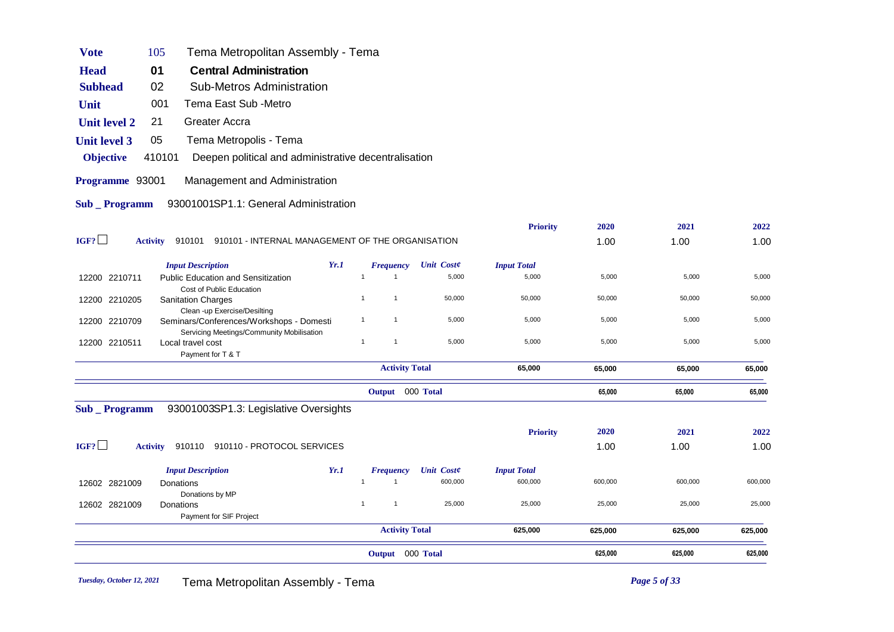| | | |
|---|---|---|
| **Vote** | 105 | Tema Metropolitan Assembly - Tema |
| **Head** | **01** | **Central Administration** |
| **Subhead** | 02 | Sub-Metros Administration |
| **Unit** | 001 | Tema East Sub -Metro |
| **Unit level 2** | 21 | Greater Accra |
| **Unit level 3** | 05 | Tema Metropolis - Tema |
| **Objective** | 410101 | Deepen political and administrative decentralisation |
| **Programme** | 93001 | Management and Administration |

**Sub _ Programm** 93001001SP1.1: General Administration

| | Input Description | Yr.1 | Frequency | Unit Cost¢ | Input Total | 2020 | 2021 | 2022 |
|---|---|---|---|---|---|---|---|---|
| IGF? ☐ **Activity** 910101 | 910101 - INTERNAL MANAGEMENT OF THE ORGANISATION | | | | **Priority** | 1.00 | 1.00 | 1.00 |
| 12200 2210711 | Public Education and Sensitization<br>Cost of Public Education | 1 | 1 | 5,000 | 5,000 | 5,000 | 5,000 | 5,000 |
| 12200 2210205 | Sanitation Charges<br>Clean -up Exercise/Desilting | 1 | 1 | 50,000 | 50,000 | 50,000 | 50,000 | 50,000 |
| 12200 2210709 | Seminars/Conferences/Workshops - Domesti<br>Servicing Meetings/Community Mobilisation | 1 | 1 | 5,000 | 5,000 | 5,000 | 5,000 | 5,000 |
| 12200 2210511 | Local travel cost<br>Payment for T & T | 1 | 1 | 5,000 | 5,000 | 5,000 | 5,000 | 5,000 |
| | | | **Activity Total** | | **65,000** | **65,000** | **65,000** | **65,000** |
| | | | **Output** | 000 **Total** | | **65,000** | **65,000** | **65,000** |

**Sub _ Programm** 93001003SP1.3: Legislative Oversights

| | Input Description | Yr.1 | Frequency | Unit Cost¢ | Input Total | 2020 | 2021 | 2022 |
|---|---|---|---|---|---|---|---|---|
| IGF? ☐ **Activity** 910110 | 910110 - PROTOCOL SERVICES | | | | **Priority** | 1.00 | 1.00 | 1.00 |
| 12602 2821009 | Donations<br>Donations by MP | 1 | 1 | 600,000 | 600,000 | 600,000 | 600,000 | 600,000 |
| 12602 2821009 | Donations<br>Payment for SIF Project | 1 | 1 | 25,000 | 25,000 | 25,000 | 25,000 | 25,000 |
| | | | **Activity Total** | | **625,000** | **625,000** | **625,000** | **625,000** |
| | | | **Output** | 000 **Total** | | **625,000** | **625,000** | **625,000** |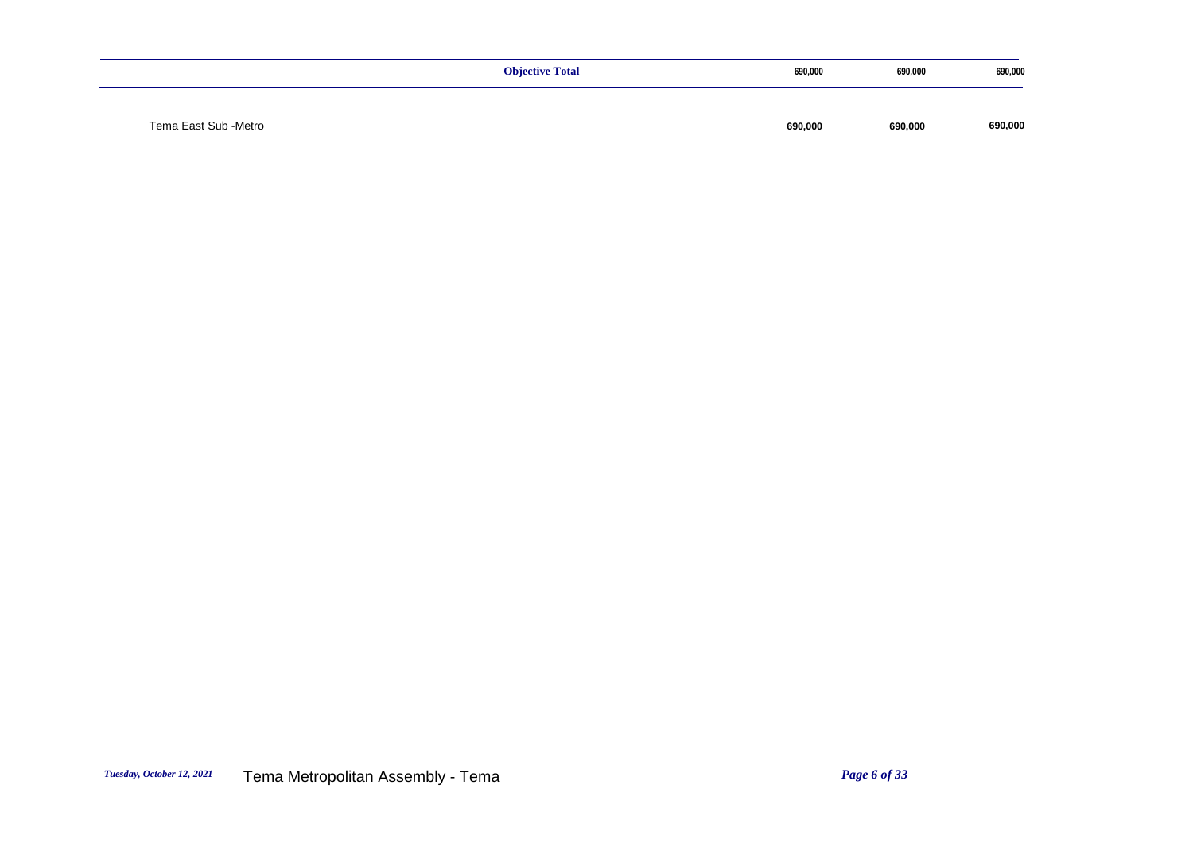| | | | |
|---|---|---|---|
| **Objective Total** | **690,000** | **690,000** | **690,000** |
| Tema East Sub -Metro | **690,000** | **690,000** | **690,000** |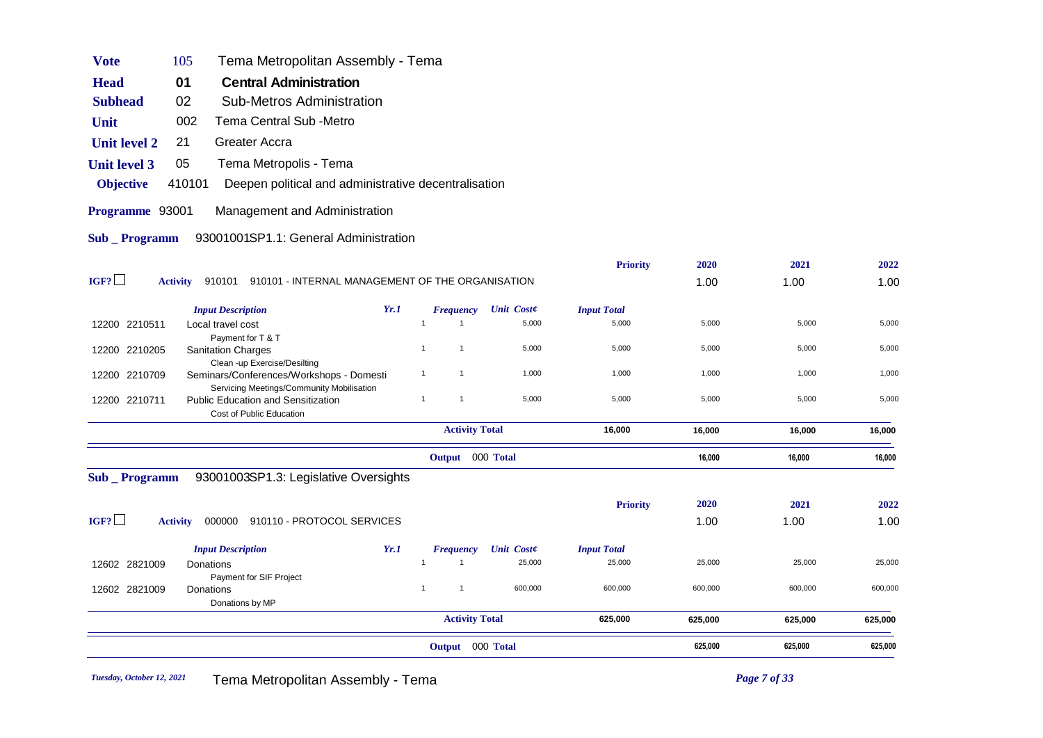| | | |
|---|---|---|
| **Vote** | 105 | Tema Metropolitan Assembly - Tema |
| **Head** | **01** | **Central Administration** |
| **Subhead** | 02 | Sub-Metros Administration |
| **Unit** | 002 | Tema Central Sub -Metro |
| **Unit level 2** | 21 | Greater Accra |
| **Unit level 3** | 05 | Tema Metropolis - Tema |
| **Objective** | 410101 | Deepen political and administrative decentralisation |

**Programme** 93001 Management and Administration

**Sub _ Programm** 93001001SP1.1: General Administration

**IGF?** ☐ **Activity** 910101 910101 - INTERNAL MANAGEMENT OF THE ORGANISATION

| | | | | | | **Priority** | **2020** | **2021** | **2022** |
|---|---|---|---|---|---|---|---|---|---|
| | | | | | | | 1.00 | 1.00 | 1.00 |
| | | ***Input Description*** | ***Yr.1*** | ***Frequency*** | ***Unit Cost¢*** | ***Input Total*** | | | |
| 12200 | 2210511 | Local travel cost<br>Payment for T & T | 1 | 1 | 5,000 | 5,000 | 5,000 | 5,000 | 5,000 |
| 12200 | 2210205 | Sanitation Charges<br>Clean -up Exercise/Desilting | 1 | 1 | 5,000 | 5,000 | 5,000 | 5,000 | 5,000 |
| 12200 | 2210709 | Seminars/Conferences/Workshops - Domesti<br>Servicing Meetings/Community Mobilisation | 1 | 1 | 1,000 | 1,000 | 1,000 | 1,000 | 1,000 |
| 12200 | 2210711 | Public Education and Sensitization<br>Cost of Public Education | 1 | 1 | 5,000 | 5,000 | 5,000 | 5,000 | 5,000 |
| | | | | **Activity Total** | | **16,000** | **16,000** | **16,000** | **16,000** |
| | | | | **Output** 000 **Total** | | | **16,000** | **16,000** | **16,000** |

**Sub _ Programm** 93001003SP1.3: Legislative Oversights

**IGF?** ☐ **Activity** 000000 910110 - PROTOCOL SERVICES

| | | | | | | **Priority** | **2020** | **2021** | **2022** |
|---|---|---|---|---|---|---|---|---|---|
| | | | | | | | 1.00 | 1.00 | 1.00 |
| | | ***Input Description*** | ***Yr.1*** | ***Frequency*** | ***Unit Cost¢*** | ***Input Total*** | | | |
| 12602 | 2821009 | Donations<br>Payment for SIF Project | 1 | 1 | 25,000 | 25,000 | 25,000 | 25,000 | 25,000 |
| 12602 | 2821009 | Donations<br>Donations by MP | 1 | 1 | 600,000 | 600,000 | 600,000 | 600,000 | 600,000 |
| | | | | **Activity Total** | | **625,000** | **625,000** | **625,000** | **625,000** |
| | | | | **Output** 000 **Total** | | | **625,000** | **625,000** | **625,000** |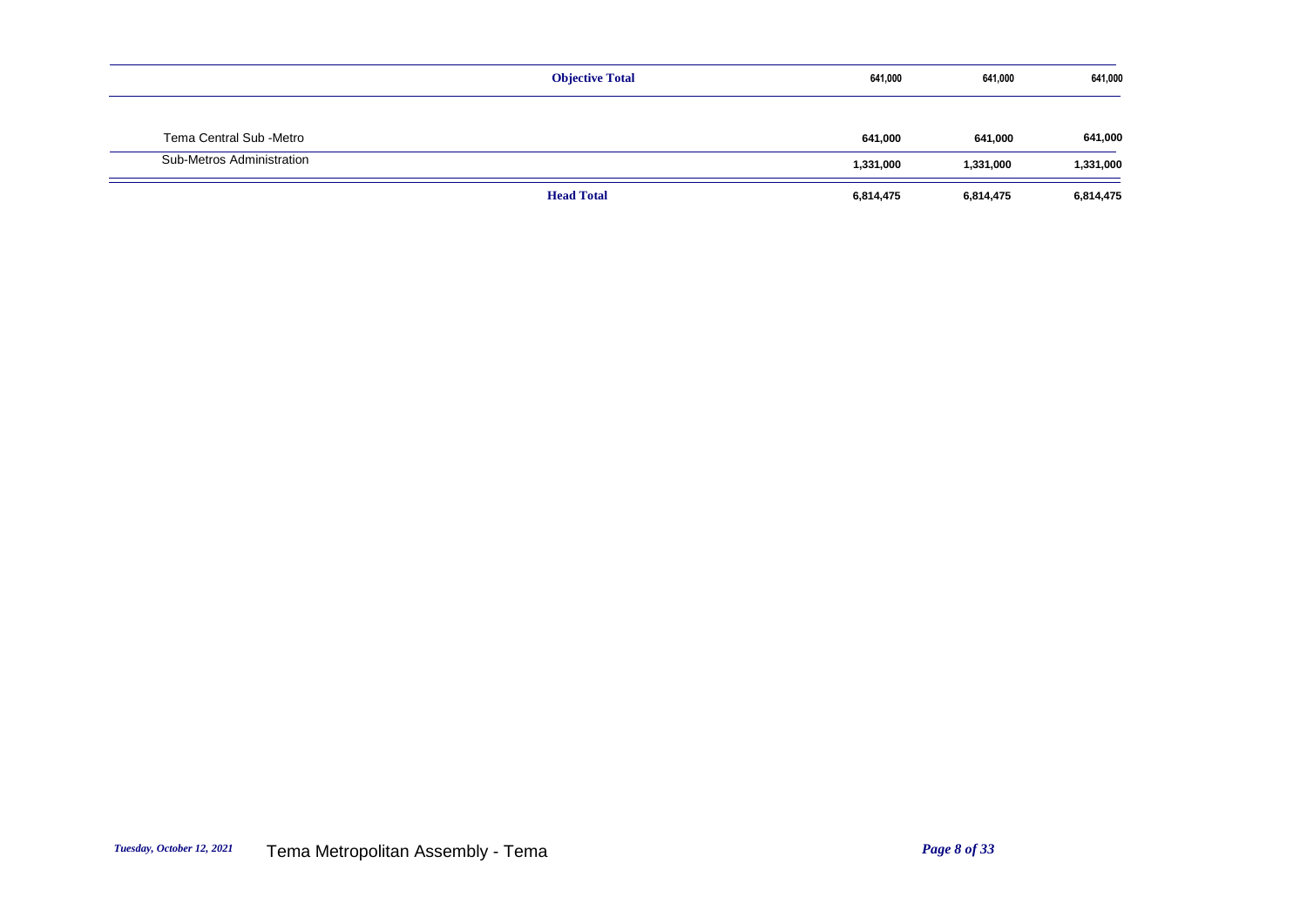| | | | | |
|---|---|---|---|---|
| | **Objective Total** | **641,000** | **641,000** | **641,000** |
| Tema Central Sub -Metro | | **641,000** | **641,000** | **641,000** |
| Sub-Metros Administration | | **1,331,000** | **1,331,000** | **1,331,000** |
| | **Head Total** | **6,814,475** | **6,814,475** | **6,814,475** |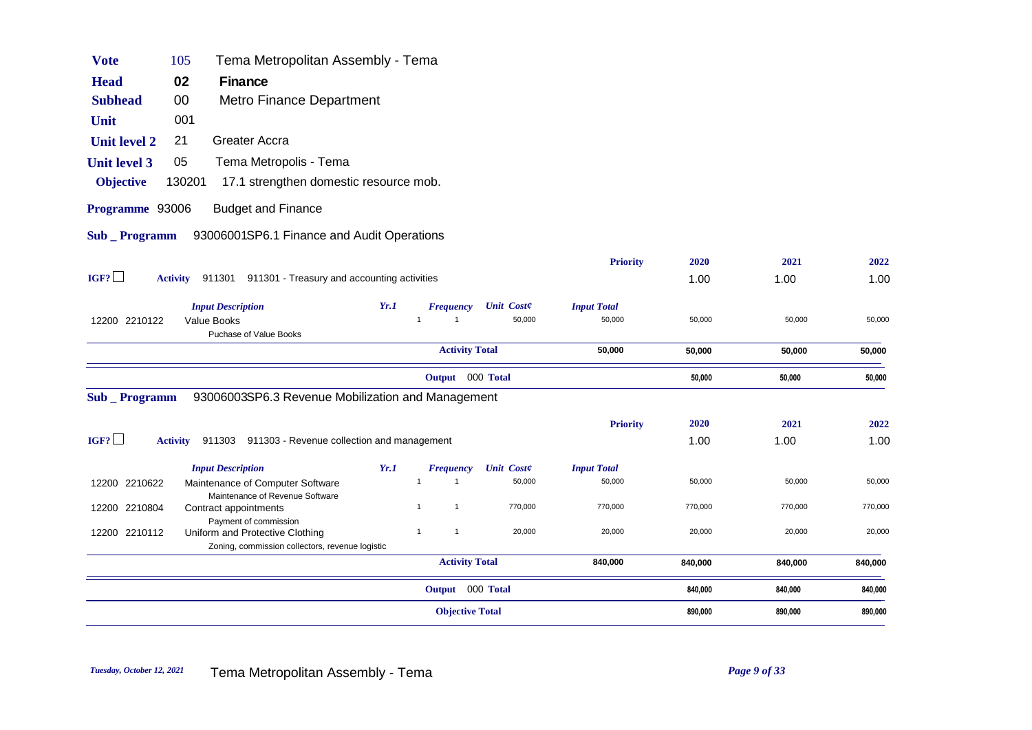| | | |
|---|---|---|
| **Vote** | 105 | Tema Metropolitan Assembly - Tema |
| **Head** | **02** | **Finance** |
| **Subhead** | 00 | Metro Finance Department |
| **Unit** | 001 | |
| **Unit level 2** | 21 | Greater Accra |
| **Unit level 3** | 05 | Tema Metropolis - Tema |
| **Objective** | 130201 | 17.1 strengthen domestic resource mob. |
| **Programme** | 93006 | Budget and Finance |

**Sub _ Programm** 93006001SP6.1 Finance and Audit Operations

| IGF? ☐ | **Activity** 911301 911301 - Treasury and accounting activities | | | | **Priority** | **2020** | **2021** | **2022** |
|---|---|---|---|---|---|---|---|---|
| | | | | | | 1.00 | 1.00 | 1.00 |
| | ***Input Description*** | ***Yr.1*** | ***Frequency*** | ***Unit Cost¢*** | ***Input Total*** | | | |
| 12200 2210122 | Value Books<br>Puchase of Value Books | 1 | 1 | 50,000 | 50,000 | 50,000 | 50,000 | 50,000 |
| | | | **Activity Total** | | **50,000** | **50,000** | **50,000** | **50,000** |
| | | | **Output** 000 **Total** | | | **50,000** | **50,000** | **50,000** |

**Sub _ Programm** 93006003SP6.3 Revenue Mobilization and Management

| IGF? ☐ | **Activity** 911303 911303 - Revenue collection and management | | | | **Priority** | **2020** | **2021** | **2022** |
|---|---|---|---|---|---|---|---|---|
| | | | | | | 1.00 | 1.00 | 1.00 |
| | ***Input Description*** | ***Yr.1*** | ***Frequency*** | ***Unit Cost¢*** | ***Input Total*** | | | |
| 12200 2210622 | Maintenance of Computer Software<br>Maintenance of Revenue Software | 1 | 1 | 50,000 | 50,000 | 50,000 | 50,000 | 50,000 |
| 12200 2210804 | Contract appointments<br>Payment of commission | 1 | 1 | 770,000 | 770,000 | 770,000 | 770,000 | 770,000 |
| 12200 2210112 | Uniform and Protective Clothing<br>Zoning, commission collectors, revenue logistic | 1 | 1 | 20,000 | 20,000 | 20,000 | 20,000 | 20,000 |
| | | | **Activity Total** | | **840,000** | **840,000** | **840,000** | **840,000** |
| | | | **Output** 000 **Total** | | | **840,000** | **840,000** | **840,000** |
| | | | **Objective Total** | | | **890,000** | **890,000** | **890,000** |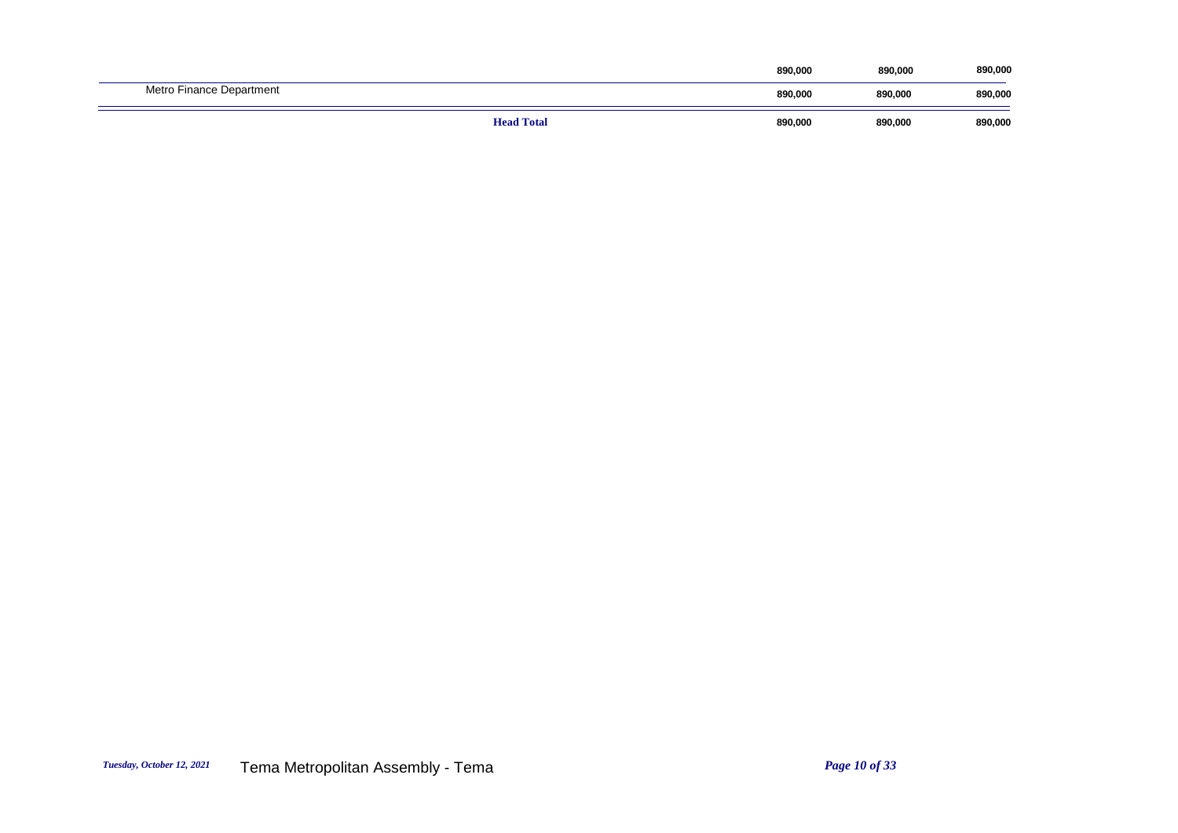| | | | |
|---|---|---|---|
| | 890,000 | 890,000 | 890,000 |
| Metro Finance Department | 890,000 | 890,000 | 890,000 |
| **Head Total** | 890,000 | 890,000 | 890,000 |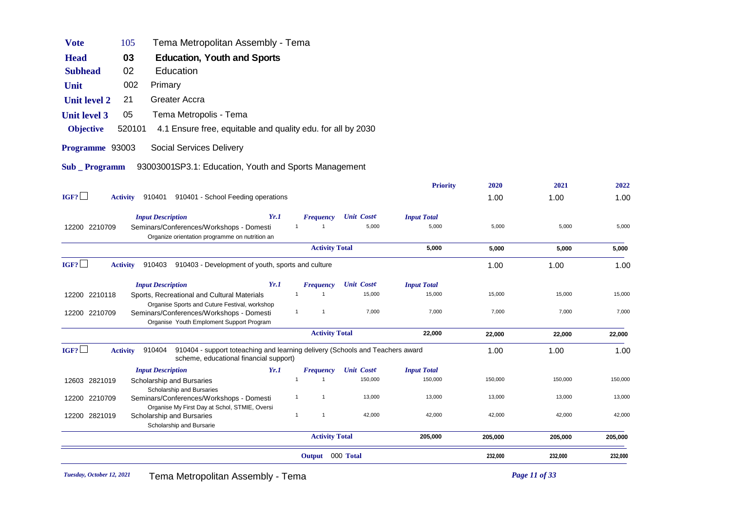| | | |
|---|---|---|
| **Vote** | 105 | Tema Metropolitan Assembly - Tema |
| **Head** | 03 | **Education, Youth and Sports** |
| **Subhead** | 02 | Education |
| **Unit** | 002 | Primary |
| **Unit level 2** | 21 | Greater Accra |
| **Unit level 3** | 05 | Tema Metropolis - Tema |
| **Objective** | 520101 | 4.1 Ensure free, equitable and quality edu. for all by 2030 |
| **Programme** | 93003 | Social Services Delivery |
| **Sub _ Programm** | | 93003001SP3.1: Education, Youth and Sports Management |

| | | | | | | Priority | 2020 | 2021 | 2022 |
|---|---|---|---|---|---|---|---|---|---|
| IGF? ☐ | **Activity** 910401 | 910401 - School Feeding operations | | | | | 1.00 | 1.00 | 1.00 |
| | | *Input Description* | *Yr.1* | *Frequency* | *Unit Cost¢* | *Input Total* | | | |
| 12200 | 2210709 | Seminars/Conferences/Workshops - Domesti<br>Organize orientation programme on nutrition an | 1 | 1 | 5,000 | 5,000 | 5,000 | 5,000 | 5,000 |
| | | | | **Activity Total** | | **5,000** | **5,000** | **5,000** | **5,000** |
| IGF? ☐ | **Activity** 910403 | 910403 - Development of youth, sports and culture | | | | | 1.00 | 1.00 | 1.00 |
| | | *Input Description* | *Yr.1* | *Frequency* | *Unit Cost¢* | *Input Total* | | | |
| 12200 | 2210118 | Sports, Recreational and Cultural Materials<br>Organise Sports and Cuture Festival, workshop | 1 | 1 | 15,000 | 15,000 | 15,000 | 15,000 | 15,000 |
| 12200 | 2210709 | Seminars/Conferences/Workshops - Domesti<br>Organise Youth Emploment Support Program | 1 | 1 | 7,000 | 7,000 | 7,000 | 7,000 | 7,000 |
| | | | | **Activity Total** | | **22,000** | **22,000** | **22,000** | **22,000** |
| IGF? ☐ | **Activity** 910404 | 910404 - support toteaching and learning delivery (Schools and Teachers award scheme, educational financial support) | | | | | 1.00 | 1.00 | 1.00 |
| | | *Input Description* | *Yr.1* | *Frequency* | *Unit Cost¢* | *Input Total* | | | |
| 12603 | 2821019 | Scholarship and Bursaries<br>Scholarship and Bursaries | 1 | 1 | 150,000 | 150,000 | 150,000 | 150,000 | 150,000 |
| 12200 | 2210709 | Seminars/Conferences/Workshops - Domesti<br>Organise My First Day at Schol, STMIE, Oversi | 1 | 1 | 13,000 | 13,000 | 13,000 | 13,000 | 13,000 |
| 12200 | 2821019 | Scholarship and Bursaries<br>Scholarship and Bursarie | 1 | 1 | 42,000 | 42,000 | 42,000 | 42,000 | 42,000 |
| | | | | **Activity Total** | | **205,000** | **205,000** | **205,000** | **205,000** |
| | | | | **Output** 000 **Total** | | | **232,000** | **232,000** | **232,000** |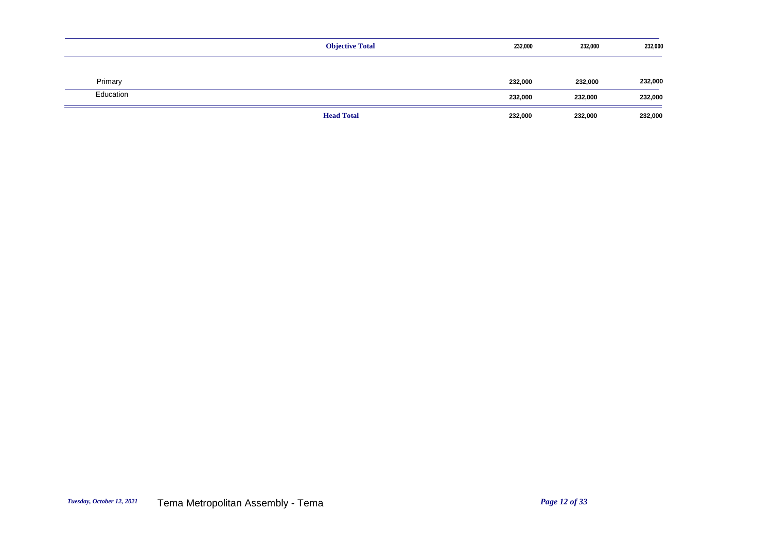| | | | | |
|---|---|---|---|---|
| | **Objective Total** | **232,000** | **232,000** | **232,000** |
| Primary | | **232,000** | **232,000** | **232,000** |
| Education | | **232,000** | **232,000** | **232,000** |
| | **Head Total** | **232,000** | **232,000** | **232,000** |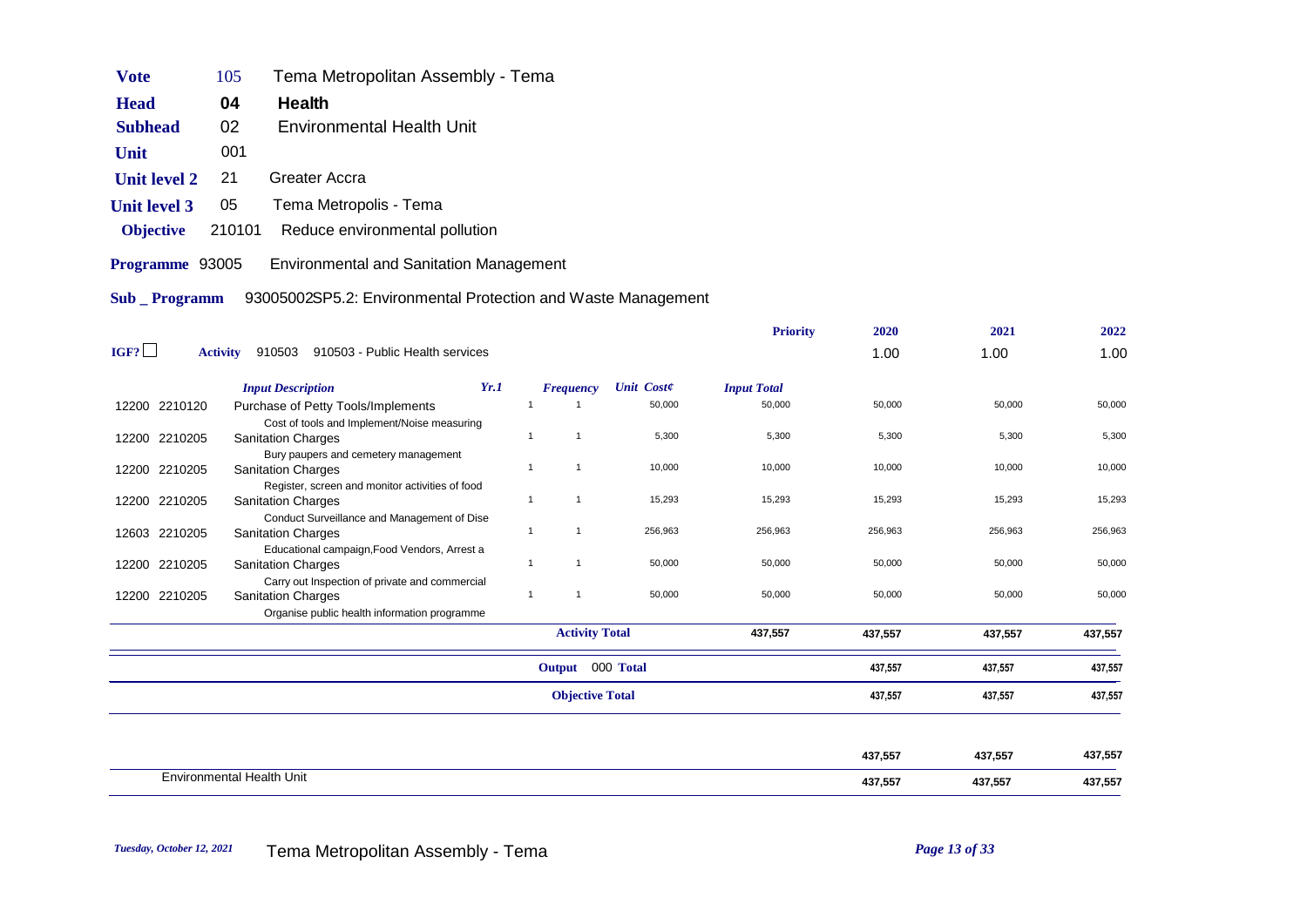| | | |
|---|---|---|
| **Vote** | 105 | Tema Metropolitan Assembly - Tema |
| **Head** | **04** | **Health** |
| **Subhead** | 02 | Environmental Health Unit |
| **Unit** | 001 | |
| **Unit level 2** | 21 | Greater Accra |
| **Unit level 3** | 05 | Tema Metropolis - Tema |
| **Objective** | 210101 | Reduce environmental pollution |
| **Programme** | 93005 | Environmental and Sanitation Management |
| **Sub _ Programm** | | 93005002SP5.2: Environmental Protection and Waste Management |

IGF? ☐ **Activity** 910503 910503 - Public Health services

| | | Input Description | Yr.1 | Frequency | Unit Cost¢ | Input Total | 2020 | 2021 | 2022 |
|---|---|---|---|---|---|---|---|---|---|
| | | | | | | **Priority** | 1.00 | 1.00 | 1.00 |
| 12200 | 2210120 | Purchase of Petty Tools/Implements<br>Cost of tools and Implement/Noise measuring | 1 | 1 | 50,000 | 50,000 | 50,000 | 50,000 | 50,000 |
| 12200 | 2210205 | Sanitation Charges<br>Bury paupers and cemetery management | 1 | 1 | 5,300 | 5,300 | 5,300 | 5,300 | 5,300 |
| 12200 | 2210205 | Sanitation Charges<br>Register, screen and monitor activities of food | 1 | 1 | 10,000 | 10,000 | 10,000 | 10,000 | 10,000 |
| 12200 | 2210205 | Sanitation Charges<br>Conduct Surveillance and Management of Dise | 1 | 1 | 15,293 | 15,293 | 15,293 | 15,293 | 15,293 |
| 12603 | 2210205 | Sanitation Charges<br>Educational campaign,Food Vendors, Arrest a | 1 | 1 | 256,963 | 256,963 | 256,963 | 256,963 | 256,963 |
| 12200 | 2210205 | Sanitation Charges<br>Carry out Inspection of private and commercial | 1 | 1 | 50,000 | 50,000 | 50,000 | 50,000 | 50,000 |
| 12200 | 2210205 | Sanitation Charges<br>Organise public health information programme | 1 | 1 | 50,000 | 50,000 | 50,000 | 50,000 | 50,000 |
| | | | | **Activity Total** | | **437,557** | **437,557** | **437,557** | **437,557** |
| | | | | **Output** 000 **Total** | | | **437,557** | **437,557** | **437,557** |
| | | | | **Objective Total** | | | **437,557** | **437,557** | **437,557** |
| | | | | | | | **437,557** | **437,557** | **437,557** |
| | | Environmental Health Unit | | | | | **437,557** | **437,557** | **437,557** |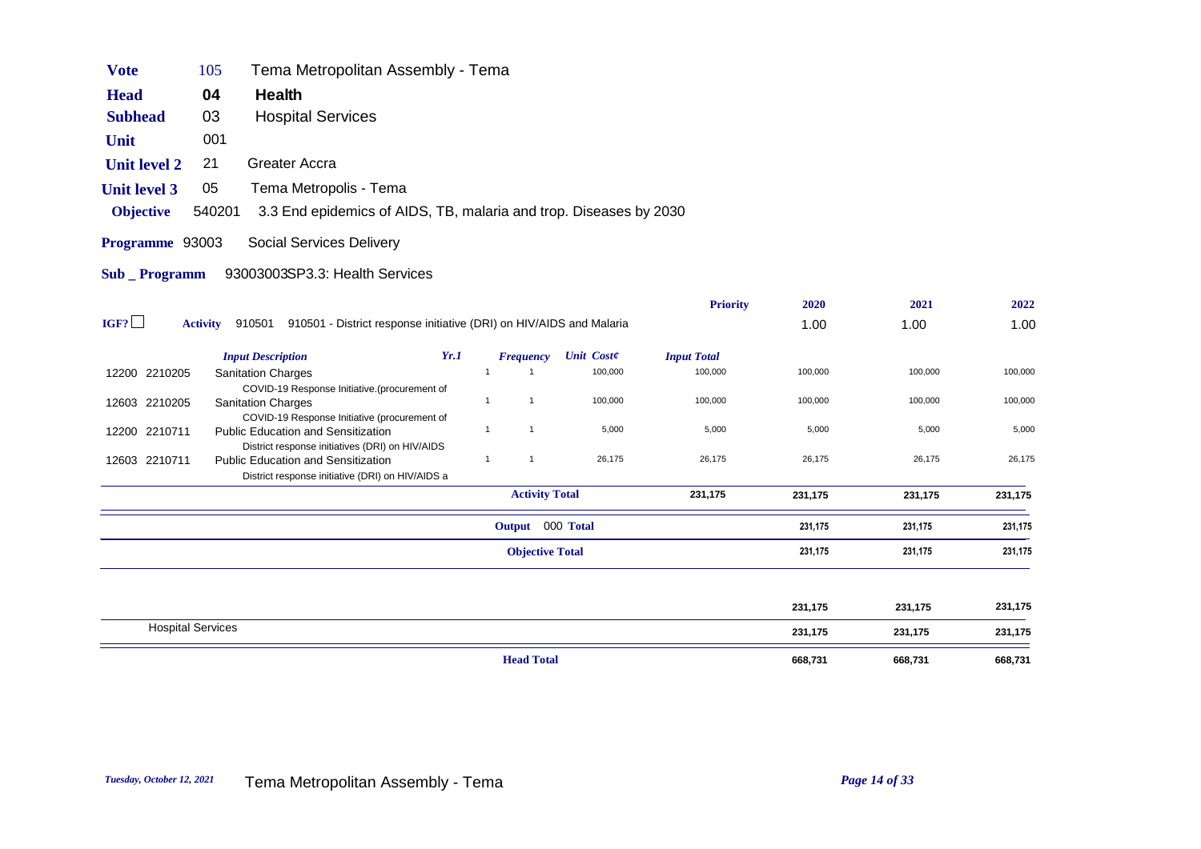| | | |
|---|---|---|
| **Vote** | 105 | Tema Metropolitan Assembly - Tema |
| **Head** | **04** | **Health** |
| **Subhead** | 03 | Hospital Services |
| **Unit** | 001 | |
| **Unit level 2** | 21 | Greater Accra |
| **Unit level 3** | 05 | Tema Metropolis - Tema |
| **Objective** | 540201 | 3.3 End epidemics of AIDS, TB, malaria and trop. Diseases by 2030 |
| **Programme** | 93003 | Social Services Delivery |
| **Sub _ Programm** | | 93003003SP3.3: Health Services |

| | | Priority | 2020 | 2021 | 2022 |
|---|---|---|---|---|---|
| IGF? ☐ | **Activity** 910501 910501 - District response initiative (DRI) on HIV/AIDS and Malaria | | 1.00 | 1.00 | 1.00 |

| | *Input Description* | *Yr.1* | *Frequency* | *Unit Cost¢* | *Input Total* | 2020 | 2021 | 2022 |
|---|---|---|---|---|---|---|---|---|
| 12200 2210205 | Sanitation Charges<br>COVID-19 Response Initiative.(procurement of | 1 | 1 | 100,000 | 100,000 | 100,000 | 100,000 | 100,000 |
| 12603 2210205 | Sanitation Charges<br>COVID-19 Response Initiative (procurement of | 1 | 1 | 100,000 | 100,000 | 100,000 | 100,000 | 100,000 |
| 12200 2210711 | Public Education and Sensitization<br>District response initiatives (DRI) on HIV/AIDS | 1 | 1 | 5,000 | 5,000 | 5,000 | 5,000 | 5,000 |
| 12603 2210711 | Public Education and Sensitization<br>District response initiative (DRI) on HIV/AIDS a | 1 | 1 | 26,175 | 26,175 | 26,175 | 26,175 | 26,175 |
| | | | **Activity Total** | | **231,175** | **231,175** | **231,175** | **231,175** |
| | | | **Output** 000 **Total** | | | **231,175** | **231,175** | **231,175** |
| | | | **Objective Total** | | | **231,175** | **231,175** | **231,175** |
| | | | | | | **231,175** | **231,175** | **231,175** |
| | Hospital Services | | | | | **231,175** | **231,175** | **231,175** |
| | | | **Head Total** | | | **668,731** | **668,731** | **668,731** |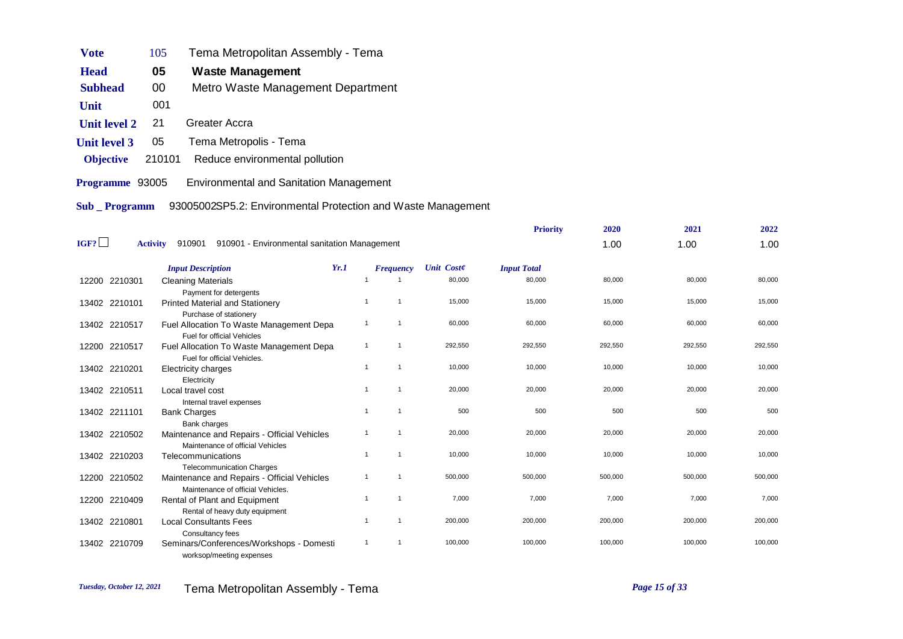| | | |
|---|---|---|
| **Vote** | 105 | Tema Metropolitan Assembly - Tema |
| **Head** | **05** | **Waste Management** |
| **Subhead** | 00 | Metro Waste Management Department |
| **Unit** | 001 | |
| **Unit level 2** | 21 | Greater Accra |
| **Unit level 3** | 05 | Tema Metropolis - Tema |
| **Objective** | 210101 | Reduce environmental pollution |
| **Programme** | 93005 | Environmental and Sanitation Management |
| **Sub _ Programm** | | 93005002SP5.2: Environmental Protection and Waste Management |

IGF? ☐ **Activity** 910901 910901 - Environmental sanitation Management

| | | *Input Description* | *Yr.1* | *Frequency* | *Unit Cost¢* | *Input Total* | 2020 | 2021 | 2022 |
|---|---|---|---|---|---|---|---|---|---|
| | | | | | | **Priority** | 1.00 | 1.00 | 1.00 |
| 12200 | 2210301 | Cleaning Materials<br>Payment for detergents | 1 | 1 | 80,000 | 80,000 | 80,000 | 80,000 | 80,000 |
| 13402 | 2210101 | Printed Material and Stationery<br>Purchase of stationery | 1 | 1 | 15,000 | 15,000 | 15,000 | 15,000 | 15,000 |
| 13402 | 2210517 | Fuel Allocation To Waste Management Depa<br>Fuel for official Vehicles | 1 | 1 | 60,000 | 60,000 | 60,000 | 60,000 | 60,000 |
| 12200 | 2210517 | Fuel Allocation To Waste Management Depa<br>Fuel for official Vehicles. | 1 | 1 | 292,550 | 292,550 | 292,550 | 292,550 | 292,550 |
| 13402 | 2210201 | Electricity charges<br>Electricity | 1 | 1 | 10,000 | 10,000 | 10,000 | 10,000 | 10,000 |
| 13402 | 2210511 | Local travel cost<br>Internal travel expenses | 1 | 1 | 20,000 | 20,000 | 20,000 | 20,000 | 20,000 |
| 13402 | 2211101 | Bank Charges<br>Bank charges | 1 | 1 | 500 | 500 | 500 | 500 | 500 |
| 13402 | 2210502 | Maintenance and Repairs - Official Vehicles<br>Maintenance of official Vehicles | 1 | 1 | 20,000 | 20,000 | 20,000 | 20,000 | 20,000 |
| 13402 | 2210203 | Telecommunications<br>Telecommunication Charges | 1 | 1 | 10,000 | 10,000 | 10,000 | 10,000 | 10,000 |
| 12200 | 2210502 | Maintenance and Repairs - Official Vehicles<br>Maintenance of official Vehicles. | 1 | 1 | 500,000 | 500,000 | 500,000 | 500,000 | 500,000 |
| 12200 | 2210409 | Rental of Plant and Equipment<br>Rental of heavy duty equipment | 1 | 1 | 7,000 | 7,000 | 7,000 | 7,000 | 7,000 |
| 13402 | 2210801 | Local Consultants Fees<br>Consultancy fees | 1 | 1 | 200,000 | 200,000 | 200,000 | 200,000 | 200,000 |
| 13402 | 2210709 | Seminars/Conferences/Workshops - Domesti<br>worksop/meeting expenses | 1 | 1 | 100,000 | 100,000 | 100,000 | 100,000 | 100,000 |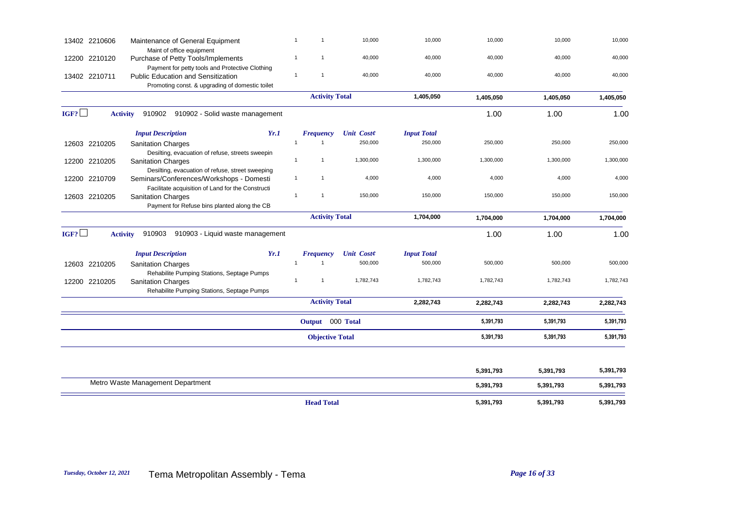| | | | | | | | | |
|---|---|---|---|---|---|---|---|---|
| 13402 2210606 | Maintenance of General Equipment<br>Maint of office equipment | 1 | 1 | 10,000 | 10,000 | 10,000 | 10,000 | 10,000 |
| 12200 2210120 | Purchase of Petty Tools/Implements<br>Payment for petty tools and Protective Clothing | 1 | 1 | 40,000 | 40,000 | 40,000 | 40,000 | 40,000 |
| 13402 2210711 | Public Education and Sensitization<br>Promoting const. & upgrading of domestic toilet | 1 | 1 | 40,000 | 40,000 | 40,000 | 40,000 | 40,000 |
| | | | **Activity Total** | | **1,405,050** | **1,405,050** | **1,405,050** | **1,405,050** |

IGF? ☐ **Activity** 910902 910902 - Solid waste management

| | *Input Description* | *Yr.1* | *Frequency* | *Unit Cost¢* | *Input Total* | 1.00 | 1.00 | 1.00 |
|---|---|---|---|---|---|---|---|---|
| 12603 2210205 | Sanitation Charges<br>Desilting, evacuation of refuse, streets sweepin | 1 | 1 | 250,000 | 250,000 | 250,000 | 250,000 | 250,000 |
| 12200 2210205 | Sanitation Charges<br>Desilting, evacuation of refuse, street sweeping | 1 | 1 | 1,300,000 | 1,300,000 | 1,300,000 | 1,300,000 | 1,300,000 |
| 12200 2210709 | Seminars/Conferences/Workshops - Domesti<br>Facilitate acquisition of Land for the Constructi | 1 | 1 | 4,000 | 4,000 | 4,000 | 4,000 | 4,000 |
| 12603 2210205 | Sanitation Charges<br>Payment for Refuse bins planted along the CB | 1 | 1 | 150,000 | 150,000 | 150,000 | 150,000 | 150,000 |
| | | | **Activity Total** | | **1,704,000** | **1,704,000** | **1,704,000** | **1,704,000** |

IGF? ☐ **Activity** 910903 910903 - Liquid waste management

| | *Input Description* | *Yr.1* | *Frequency* | *Unit Cost¢* | *Input Total* | 1.00 | 1.00 | 1.00 |
|---|---|---|---|---|---|---|---|---|
| 12603 2210205 | Sanitation Charges<br>Rehabilite Pumping Stations, Septage Pumps | 1 | 1 | 500,000 | 500,000 | 500,000 | 500,000 | 500,000 |
| 12200 2210205 | Sanitation Charges<br>Rehabilite Pumping Stations, Septage Pumps | 1 | 1 | 1,782,743 | 1,782,743 | 1,782,743 | 1,782,743 | 1,782,743 |
| | | | **Activity Total** | | **2,282,743** | **2,282,743** | **2,282,743** | **2,282,743** |
| | | | **Output 000 Total** | | | **5,391,793** | **5,391,793** | **5,391,793** |
| | | | **Objective Total** | | | **5,391,793** | **5,391,793** | **5,391,793** |
| | | | | | | **5,391,793** | **5,391,793** | **5,391,793** |
| | Metro Waste Management Department | | | | | **5,391,793** | **5,391,793** | **5,391,793** |
| | | | **Head Total** | | | **5,391,793** | **5,391,793** | **5,391,793** |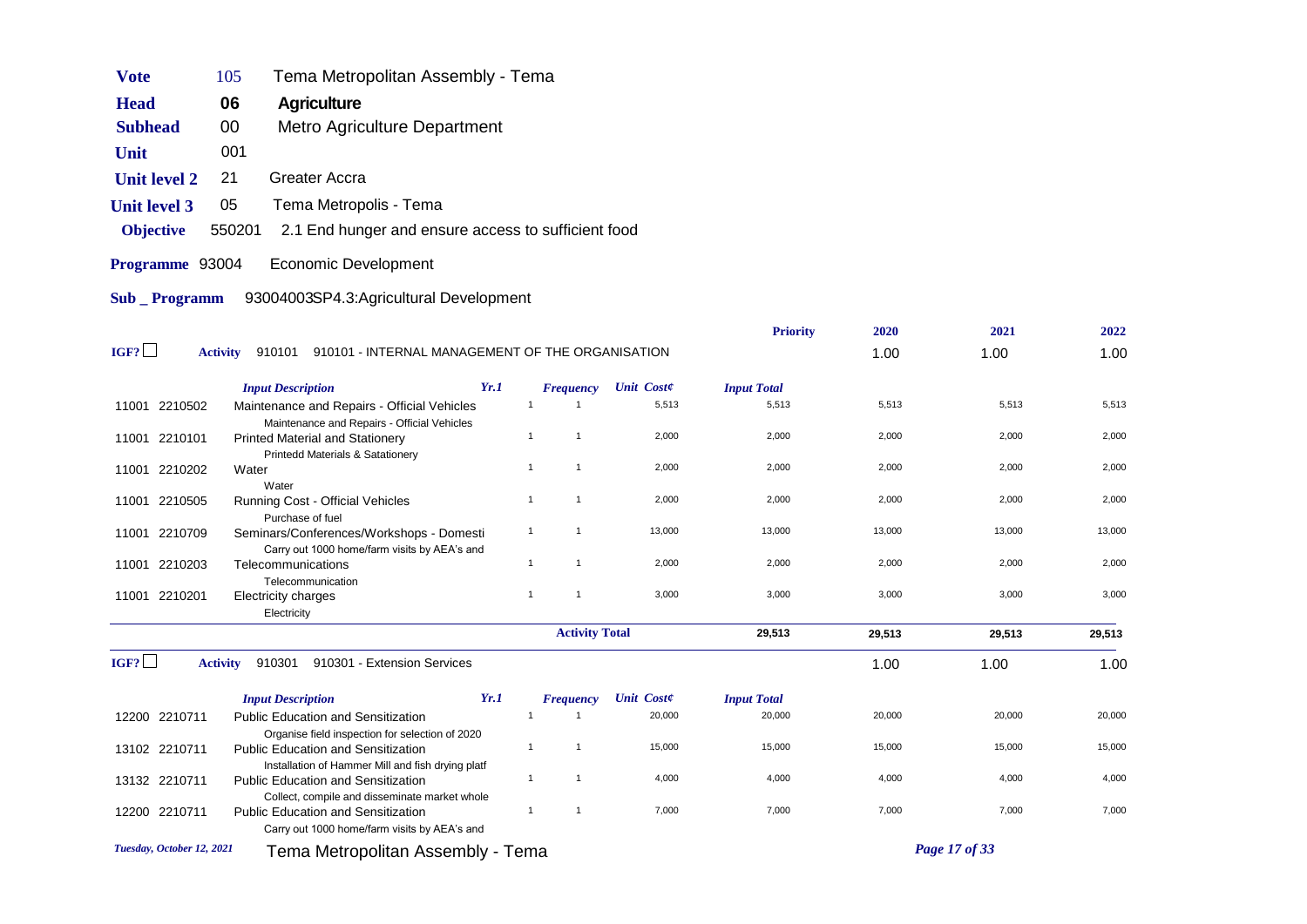| | | |
|---|---|---|
| **Vote** | 105 | Tema Metropolitan Assembly - Tema |
| **Head** | **06** | **Agriculture** |
| **Subhead** | 00 | Metro Agriculture Department |
| **Unit** | 001 | |
| **Unit level 2** | 21 | Greater Accra |
| **Unit level 3** | 05 | Tema Metropolis - Tema |
| **Objective** | 550201 | 2.1 End hunger and ensure access to sufficient food |
| **Programme** | 93004 | Economic Development |
| **Sub _ Programm** | | 93004003SP4.3:Agricultural Development |

**IGF?** ☐ **Activity** 910101 910101 - INTERNAL MANAGEMENT OF THE ORGANISATION

| | *Input Description* | *Yr.1* | *Frequency* | *Unit Cost¢* | *Input Total* | 2020 | 2021 | 2022 |
|---|---|---|---|---|---|---|---|---|
| | **Priority** | | | | | 1.00 | 1.00 | 1.00 |
| 11001 2210502 | Maintenance and Repairs - Official Vehicles<br>Maintenance and Repairs - Official Vehicles | 1 | 1 | 5,513 | 5,513 | 5,513 | 5,513 | 5,513 |
| 11001 2210101 | Printed Material and Stationery<br>Printedd Materials & Satationery | 1 | 1 | 2,000 | 2,000 | 2,000 | 2,000 | 2,000 |
| 11001 2210202 | Water<br>Water | 1 | 1 | 2,000 | 2,000 | 2,000 | 2,000 | 2,000 |
| 11001 2210505 | Running Cost - Official Vehicles<br>Purchase of fuel | 1 | 1 | 2,000 | 2,000 | 2,000 | 2,000 | 2,000 |
| 11001 2210709 | Seminars/Conferences/Workshops - Domesti<br>Carry out 1000 home/farm visits by AEA's and | 1 | 1 | 13,000 | 13,000 | 13,000 | 13,000 | 13,000 |
| 11001 2210203 | Telecommunications<br>Telecommunication | 1 | 1 | 2,000 | 2,000 | 2,000 | 2,000 | 2,000 |
| 11001 2210201 | Electricity charges<br>Electricity | 1 | 1 | 3,000 | 3,000 | 3,000 | 3,000 | 3,000 |
| | | | **Activity Total** | | **29,513** | **29,513** | **29,513** | **29,513** |

**IGF?** ☐ **Activity** 910301 910301 - Extension Services

| | *Input Description* | *Yr.1* | *Frequency* | *Unit Cost¢* | *Input Total* | 2020 | 2021 | 2022 |
|---|---|---|---|---|---|---|---|---|
| | | | | | | 1.00 | 1.00 | 1.00 |
| 12200 2210711 | Public Education and Sensitization<br>Organise field inspection for selection of 2020 | 1 | 1 | 20,000 | 20,000 | 20,000 | 20,000 | 20,000 |
| 13102 2210711 | Public Education and Sensitization<br>Installation of Hammer Mill and fish drying platf | 1 | 1 | 15,000 | 15,000 | 15,000 | 15,000 | 15,000 |
| 13132 2210711 | Public Education and Sensitization<br>Collect, compile and disseminate market whole | 1 | 1 | 4,000 | 4,000 | 4,000 | 4,000 | 4,000 |
| 12200 2210711 | Public Education and Sensitization<br>Carry out 1000 home/farm visits by AEA's and | 1 | 1 | 7,000 | 7,000 | 7,000 | 7,000 | 7,000 |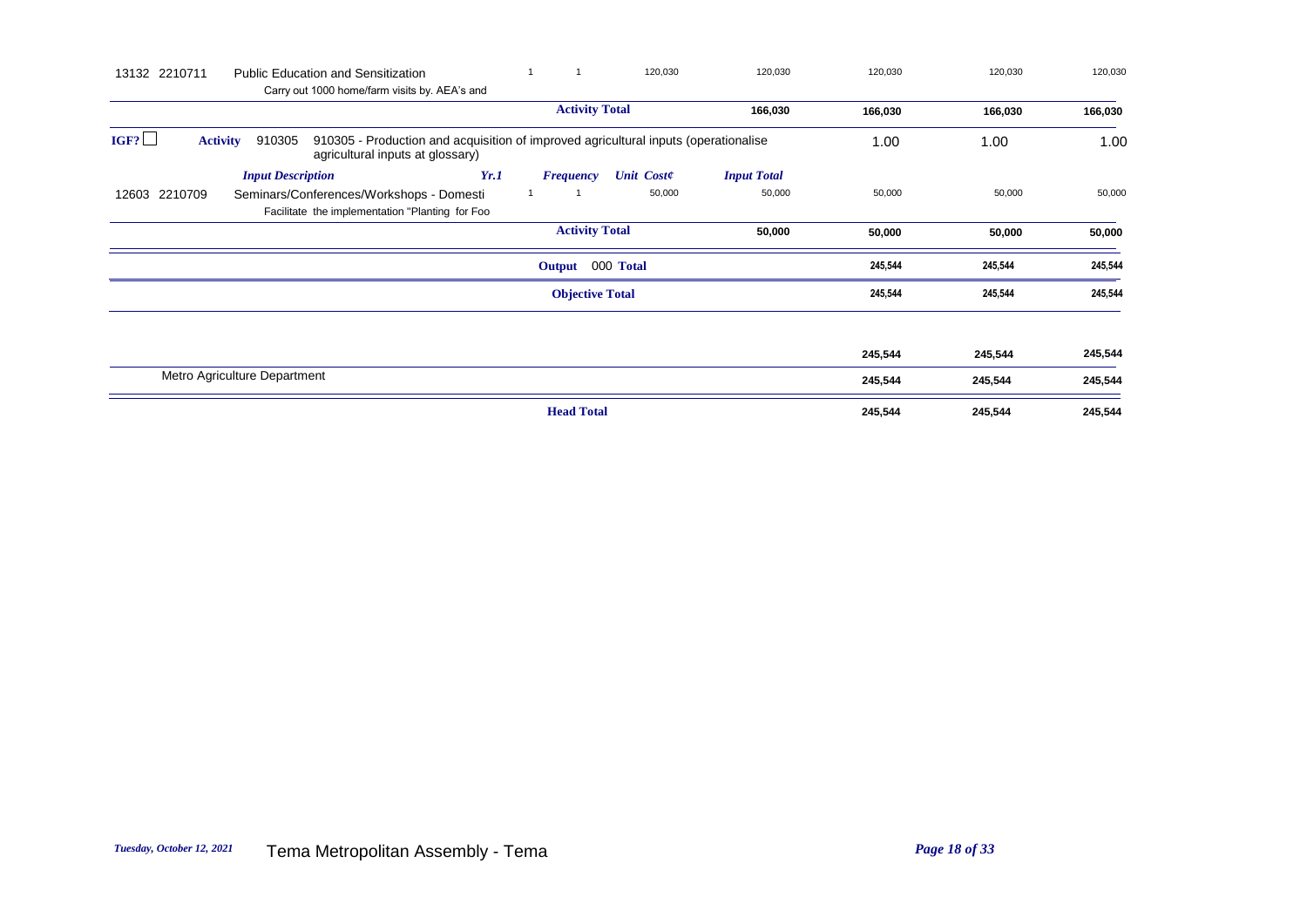| | | | Yr.1 | Frequency | Unit Cost¢ | Input Total | | | |
|---|---|---|---|---|---|---|---|---|---|
| 13132 | 2210711 | Public Education and Sensitization<br>Carry out 1000 home/farm visits by. AEA's and | 1 | 1 | 120,030 | 120,030 | 120,030 | 120,030 | 120,030 |
| | | | | Activity Total | | 166,030 | 166,030 | 166,030 | 166,030 |

IGF? ☐ **Activity** 910305 910305 - Production and acquisition of improved agricultural inputs (operationalise agricultural inputs at glossary) — 1.00 | 1.00 | 1.00

| | | *Input Description* | *Yr.1* | *Frequency* | *Unit Cost¢* | *Input Total* | | | |
|---|---|---|---|---|---|---|---|---|---|
| 12603 | 2210709 | Seminars/Conferences/Workshops - Domesti<br>Facilitate the implementation "Planting for Foo | 1 | 1 | 50,000 | 50,000 | 50,000 | 50,000 | 50,000 |
| | | | | Activity Total | | 50,000 | 50,000 | 50,000 | 50,000 |
| | | | | Output 000 Total | | | 245,544 | 245,544 | 245,544 |
| | | | | Objective Total | | | 245,544 | 245,544 | 245,544 |
| | | | | | | | 245,544 | 245,544 | 245,544 |
| | | Metro Agriculture Department | | | | | 245,544 | 245,544 | 245,544 |
| | | | | Head Total | | | 245,544 | 245,544 | 245,544 |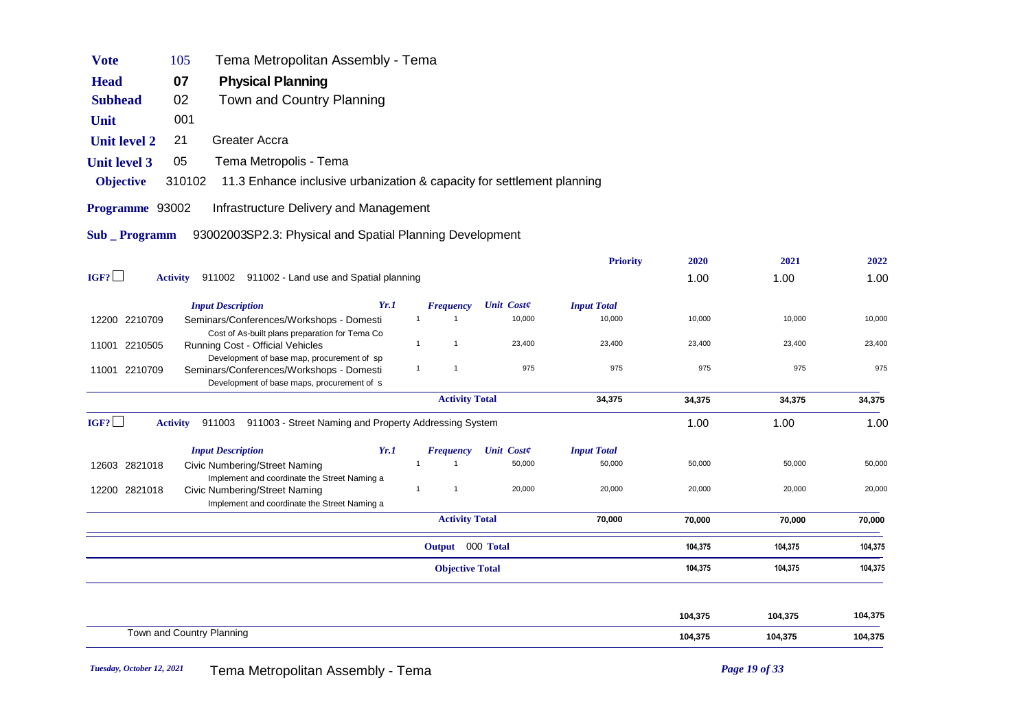| | | |
|---|---|---|
| **Vote** | 105 | Tema Metropolitan Assembly - Tema |
| **Head** | **07** | **Physical Planning** |
| **Subhead** | 02 | Town and Country Planning |
| **Unit** | 001 | |
| **Unit level 2** | 21 | Greater Accra |
| **Unit level 3** | 05 | Tema Metropolis - Tema |
| **Objective** | 310102 | 11.3 Enhance inclusive urbanization & capacity for settlement planning |
| **Programme** | 93002 | Infrastructure Delivery and Management |
| **Sub _ Programm** | | 93002003SP2.3: Physical and Spatial Planning Development |

| | | Yr.1 | Frequency | Unit Cost¢ | Input Total | Priority 2020 | 2021 | 2022 |
|---|---|---|---|---|---|---|---|---|
| IGF? ☐ | **Activity** 911002 911002 - Land use and Spatial planning | | | | | 1.00 | 1.00 | 1.00 |
| | *Input Description* | | | | | | | |
| 12200 2210709 | Seminars/Conferences/Workshops - Domesti<br>Cost of As-built plans preparation for Tema Co | 1 | 1 | 10,000 | 10,000 | 10,000 | 10,000 | 10,000 |
| 11001 2210505 | Running Cost - Official Vehicles<br>Development of base map, procurement of sp | 1 | 1 | 23,400 | 23,400 | 23,400 | 23,400 | 23,400 |
| 11001 2210709 | Seminars/Conferences/Workshops - Domesti<br>Development of base maps, procurement of s | 1 | 1 | 975 | 975 | 975 | 975 | 975 |
| | | | **Activity Total** | | **34,375** | **34,375** | **34,375** | **34,375** |
| IGF? ☐ | **Activity** 911003 911003 - Street Naming and Property Addressing System | | | | | 1.00 | 1.00 | 1.00 |
| | *Input Description* | | | | | | | |
| 12603 2821018 | Civic Numbering/Street Naming<br>Implement and coordinate the Street Naming a | 1 | 1 | 50,000 | 50,000 | 50,000 | 50,000 | 50,000 |
| 12200 2821018 | Civic Numbering/Street Naming<br>Implement and coordinate the Street Naming a | 1 | 1 | 20,000 | 20,000 | 20,000 | 20,000 | 20,000 |
| | | | **Activity Total** | | **70,000** | **70,000** | **70,000** | **70,000** |
| | | | **Output** 000 **Total** | | | **104,375** | **104,375** | **104,375** |
| | | | **Objective Total** | | | **104,375** | **104,375** | **104,375** |
| | | | | | | **104,375** | **104,375** | **104,375** |
| | Town and Country Planning | | | | | **104,375** | **104,375** | **104,375** |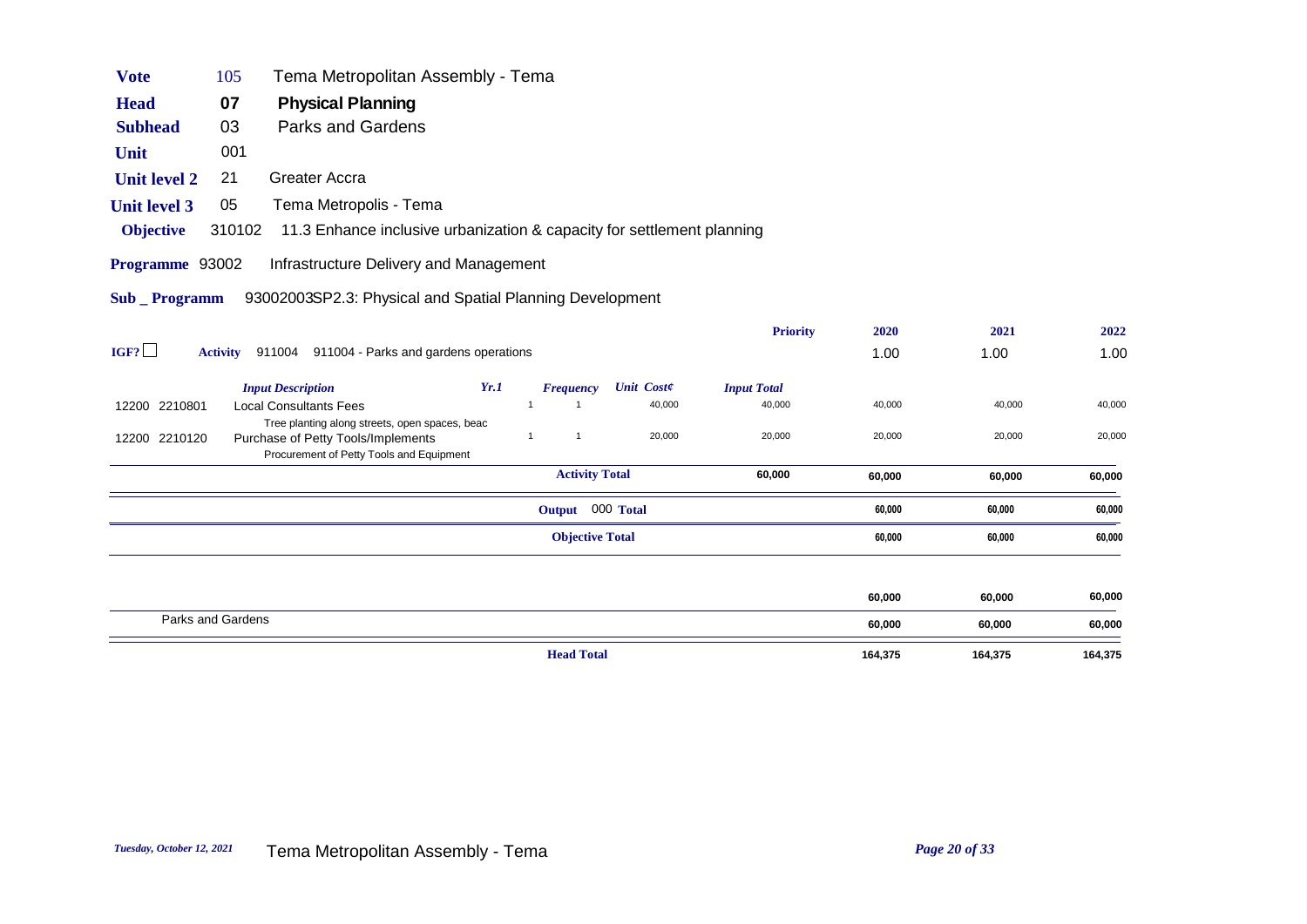| | | |
|---|---|---|
| **Vote** | 105 | Tema Metropolitan Assembly - Tema |
| **Head** | **07** | **Physical Planning** |
| **Subhead** | 03 | Parks and Gardens |
| **Unit** | 001 | |
| **Unit level 2** | 21 | Greater Accra |
| **Unit level 3** | 05 | Tema Metropolis - Tema |
| **Objective** | 310102 | 11.3 Enhance inclusive urbanization & capacity for settlement planning |
| **Programme** | 93002 | Infrastructure Delivery and Management |
| **Sub _ Programm** | | 93002003SP2.3: Physical and Spatial Planning Development |

| | | | | | | | **Priority** | **2020** | **2021** | **2022** |
|---|---|---|---|---|---|---|---|---|---|---|
| **IGF?** ☐ | **Activity** 911004 | 911004 - Parks and gardens operations | | | | | | 1.00 | 1.00 | 1.00 |
| | | ***Input Description*** | ***Yr.1*** | ***Frequency*** | ***Unit Cost¢*** | ***Input Total*** | | | | |
| 12200 | 2210801 | Local Consultants Fees<br>Tree planting along streets, open spaces, beac | 1 | 1 | 40,000 | 40,000 | | 40,000 | 40,000 | 40,000 |
| 12200 | 2210120 | Purchase of Petty Tools/Implements<br>Procurement of Petty Tools and Equipment | 1 | 1 | 20,000 | 20,000 | | 20,000 | 20,000 | 20,000 |
| | | | | **Activity Total** | | **60,000** | | **60,000** | **60,000** | **60,000** |
| | | | | **Output** 000 **Total** | | | | **60,000** | **60,000** | **60,000** |
| | | | | **Objective Total** | | | | **60,000** | **60,000** | **60,000** |
| | | | | | | | | **60,000** | **60,000** | **60,000** |
| Parks and Gardens | | | | | | | | **60,000** | **60,000** | **60,000** |
| | | | | **Head Total** | | | | **164,375** | **164,375** | **164,375** |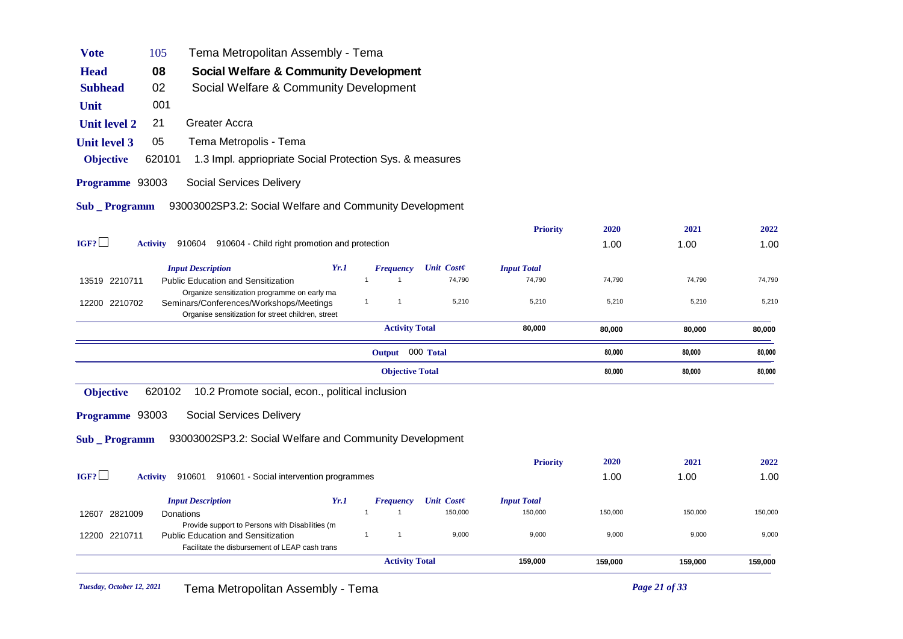**Vote** 105 Tema Metropolitan Assembly - Tema

**Head** 08 **Social Welfare & Community Development**

**Subhead** 02 Social Welfare & Community Development

**Unit** 001

**Unit level 2** 21 Greater Accra

**Unit level 3** 05 Tema Metropolis - Tema

**Objective** 620101 1.3 Impl. appriopriate Social Protection Sys. & measures

**Programme** 93003 Social Services Delivery

**Sub _ Programm** 93003002SP3.2: Social Welfare and Community Development

| IGF? ☐ | **Activity** 910604 910604 - Child right promotion and protection | | | | **Priority** | **2020** | **2021** | **2022** |
|---|---|---|---|---|---|---|---|---|
| | | | | | | 1.00 | 1.00 | 1.00 |
| | *Input Description* | *Yr.1* | *Frequency* | *Unit Cost¢* | *Input Total* | | | |
| 13519 2210711 | Public Education and Sensitization<br>Organize sensitization programme on early ma | 1 | 1 | 74,790 | 74,790 | 74,790 | 74,790 | 74,790 |
| 12200 2210702 | Seminars/Conferences/Workshops/Meetings<br>Organise sensitization for street children, street | 1 | 1 | 5,210 | 5,210 | 5,210 | 5,210 | 5,210 |
| | | | **Activity Total** | | **80,000** | **80,000** | **80,000** | **80,000** |
| | | | **Output** 000 **Total** | | | **80,000** | **80,000** | **80,000** |
| | | | **Objective Total** | | | **80,000** | **80,000** | **80,000** |

**Objective** 620102 10.2 Promote social, econ., political inclusion

**Programme** 93003 Social Services Delivery

**Sub _ Programm** 93003002SP3.2: Social Welfare and Community Development

| IGF? ☐ | **Activity** 910601 910601 - Social intervention programmes | | | | **Priority** | **2020** | **2021** | **2022** |
|---|---|---|---|---|---|---|---|---|
| | | | | | | 1.00 | 1.00 | 1.00 |
| | *Input Description* | *Yr.1* | *Frequency* | *Unit Cost¢* | *Input Total* | | | |
| 12607 2821009 | Donations<br>Provide support to Persons with Disabilities (m | 1 | 1 | 150,000 | 150,000 | 150,000 | 150,000 | 150,000 |
| 12200 2210711 | Public Education and Sensitization<br>Facilitate the disbursement of LEAP cash trans | 1 | 1 | 9,000 | 9,000 | 9,000 | 9,000 | 9,000 |
| | | | **Activity Total** | | **159,000** | **159,000** | **159,000** | **159,000** |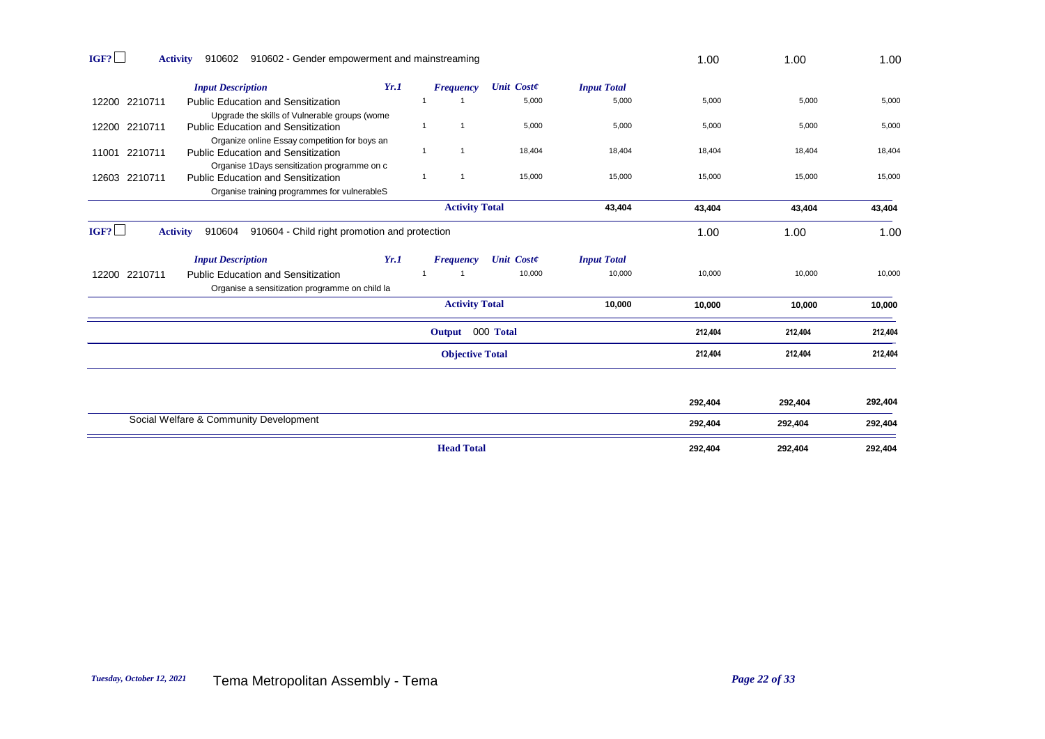**IGF?** ☐ **Activity** 910602 910602 - Gender empowerment and mainstreaming | 1.00 | 1.00 | 1.00

| | *Input Description* | *Yr.1* | *Frequency* | *Unit Cost¢* | *Input Total* | | | |
|---|---|---|---|---|---|---|---|---|
| 12200 2210711 | Public Education and Sensitization<br>Upgrade the skills of Vulnerable groups (wome | 1 | 1 | 5,000 | 5,000 | 5,000 | 5,000 | 5,000 |
| 12200 2210711 | Public Education and Sensitization<br>Organize online Essay competition for boys an | 1 | 1 | 5,000 | 5,000 | 5,000 | 5,000 | 5,000 |
| 11001 2210711 | Public Education and Sensitization<br>Organise 1Days sensitization programme on c | 1 | 1 | 18,404 | 18,404 | 18,404 | 18,404 | 18,404 |
| 12603 2210711 | Public Education and Sensitization<br>Organise training programmes for vulnerableS | 1 | 1 | 15,000 | 15,000 | 15,000 | 15,000 | 15,000 |
| | | | **Activity Total** | | **43,404** | **43,404** | **43,404** | **43,404** |

**IGF?** ☐ **Activity** 910604 910604 - Child right promotion and protection | 1.00 | 1.00 | 1.00

| | *Input Description* | *Yr.1* | *Frequency* | *Unit Cost¢* | *Input Total* | | | |
|---|---|---|---|---|---|---|---|---|
| 12200 2210711 | Public Education and Sensitization<br>Organise a sensitization programme on child la | 1 | 1 | 10,000 | 10,000 | 10,000 | 10,000 | 10,000 |
| | | | **Activity Total** | | **10,000** | **10,000** | **10,000** | **10,000** |
| | | | **Output** 000 **Total** | | | **212,404** | **212,404** | **212,404** |
| | | | **Objective Total** | | | **212,404** | **212,404** | **212,404** |

| | | | |
|---|---|---|---|
| | **292,404** | **292,404** | **292,404** |
| Social Welfare & Community Development | **292,404** | **292,404** | **292,404** |
| **Head Total** | **292,404** | **292,404** | **292,404** |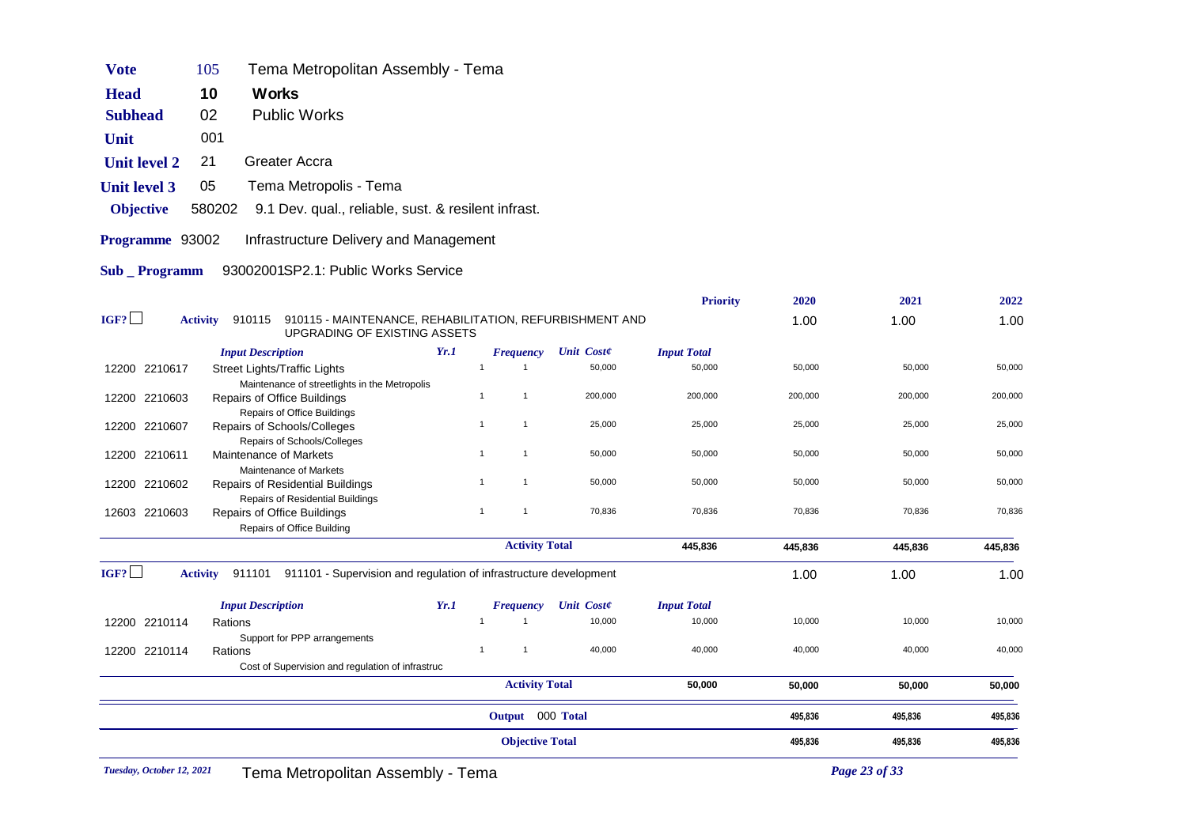| | | |
|---|---|---|
| **Vote** | 105 | Tema Metropolitan Assembly - Tema |
| **Head** | **10** | **Works** |
| **Subhead** | 02 | Public Works |
| **Unit** | 001 | |
| **Unit level 2** | 21 | Greater Accra |
| **Unit level 3** | 05 | Tema Metropolis - Tema |
| **Objective** | 580202 | 9.1 Dev. qual., reliable, sust. & resilent infrast. |

**Programme** 93002 Infrastructure Delivery and Management

**Sub _ Programm** 93002001SP2.1: Public Works Service

| | | Input Description | Yr.1 | Frequency | Unit Cost¢ | Input Total | 2020 | 2021 | 2022 |
|---|---|---|---|---|---|---|---|---|---|
| **IGF?** ☐ | **Activity** 910115 | 910115 - MAINTENANCE, REHABILITATION, REFURBISHMENT AND UPGRADING OF EXISTING ASSETS | | | | **Priority** | 1.00 | 1.00 | 1.00 |
| 12200 | 2210617 | Street Lights/Traffic Lights<br>Maintenance of streetlights in the Metropolis | 1 | 1 | 50,000 | 50,000 | 50,000 | 50,000 | 50,000 |
| 12200 | 2210603 | Repairs of Office Buildings<br>Repairs of Office Buildings | 1 | 1 | 200,000 | 200,000 | 200,000 | 200,000 | 200,000 |
| 12200 | 2210607 | Repairs of Schools/Colleges<br>Repairs of Schools/Colleges | 1 | 1 | 25,000 | 25,000 | 25,000 | 25,000 | 25,000 |
| 12200 | 2210611 | Maintenance of Markets<br>Maintenance of Markets | 1 | 1 | 50,000 | 50,000 | 50,000 | 50,000 | 50,000 |
| 12200 | 2210602 | Repairs of Residential Buildings<br>Repairs of Residential Buildings | 1 | 1 | 50,000 | 50,000 | 50,000 | 50,000 | 50,000 |
| 12603 | 2210603 | Repairs of Office Buildings<br>Repairs of Office Building | 1 | 1 | 70,836 | 70,836 | 70,836 | 70,836 | 70,836 |
| | | | | **Activity Total** | | **445,836** | **445,836** | **445,836** | **445,836** |
| **IGF?** ☐ | **Activity** 911101 | 911101 - Supervision and regulation of infrastructure development | | | | | 1.00 | 1.00 | 1.00 |
| 12200 | 2210114 | Rations<br>Support for PPP arrangements | 1 | 1 | 10,000 | 10,000 | 10,000 | 10,000 | 10,000 |
| 12200 | 2210114 | Rations<br>Cost of Supervision and regulation of infrastruc | 1 | 1 | 40,000 | 40,000 | 40,000 | 40,000 | 40,000 |
| | | | | **Activity Total** | | **50,000** | **50,000** | **50,000** | **50,000** |
| | | | | **Output** 000 **Total** | | | **495,836** | **495,836** | **495,836** |
| | | | | **Objective Total** | | | **495,836** | **495,836** | **495,836** |

*Tuesday, October 12, 2021*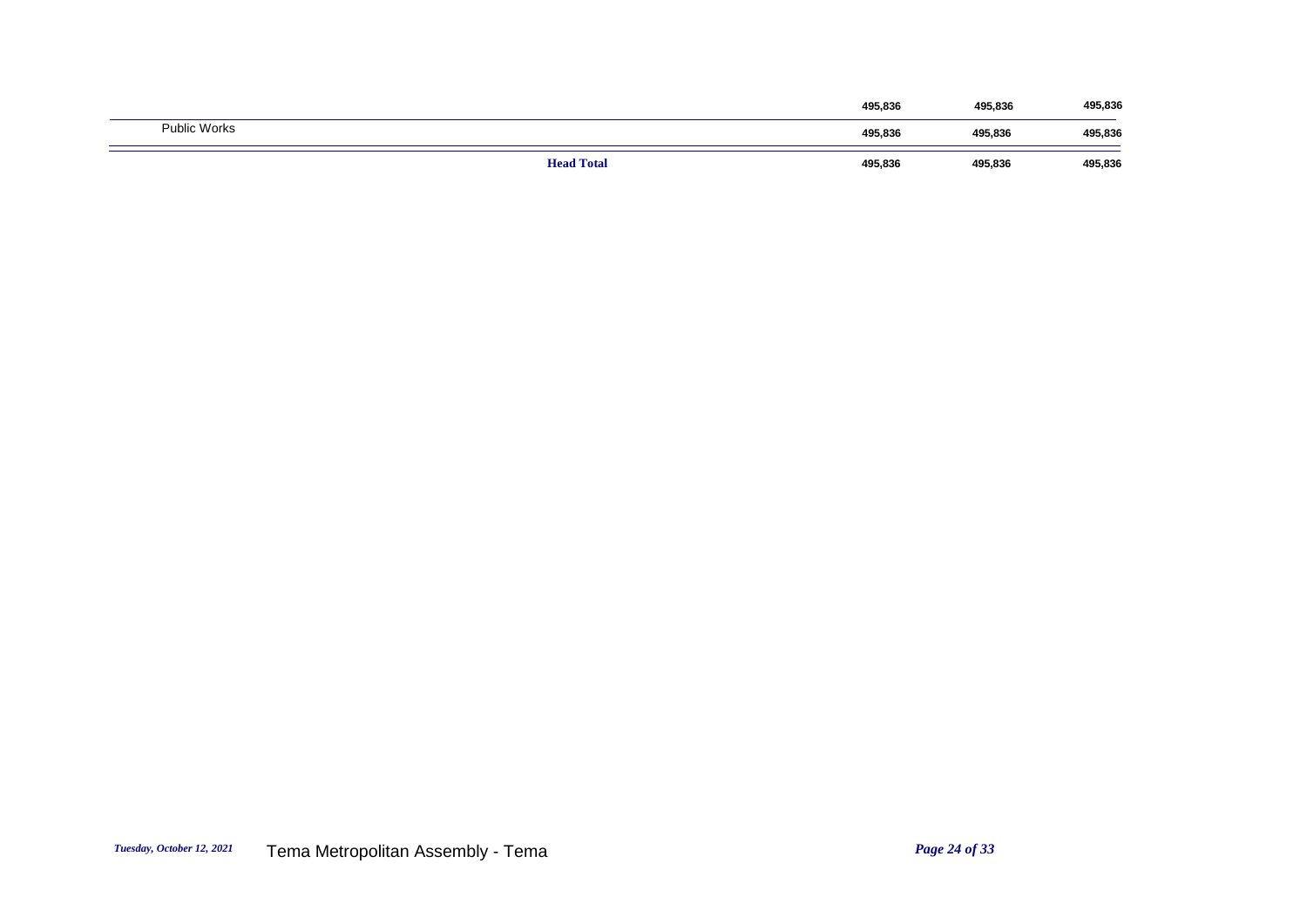| | | | |
|---|---|---|---|
| | 495,836 | 495,836 | 495,836 |
| Public Works | 495,836 | 495,836 | 495,836 |
| **Head Total** | 495,836 | 495,836 | 495,836 |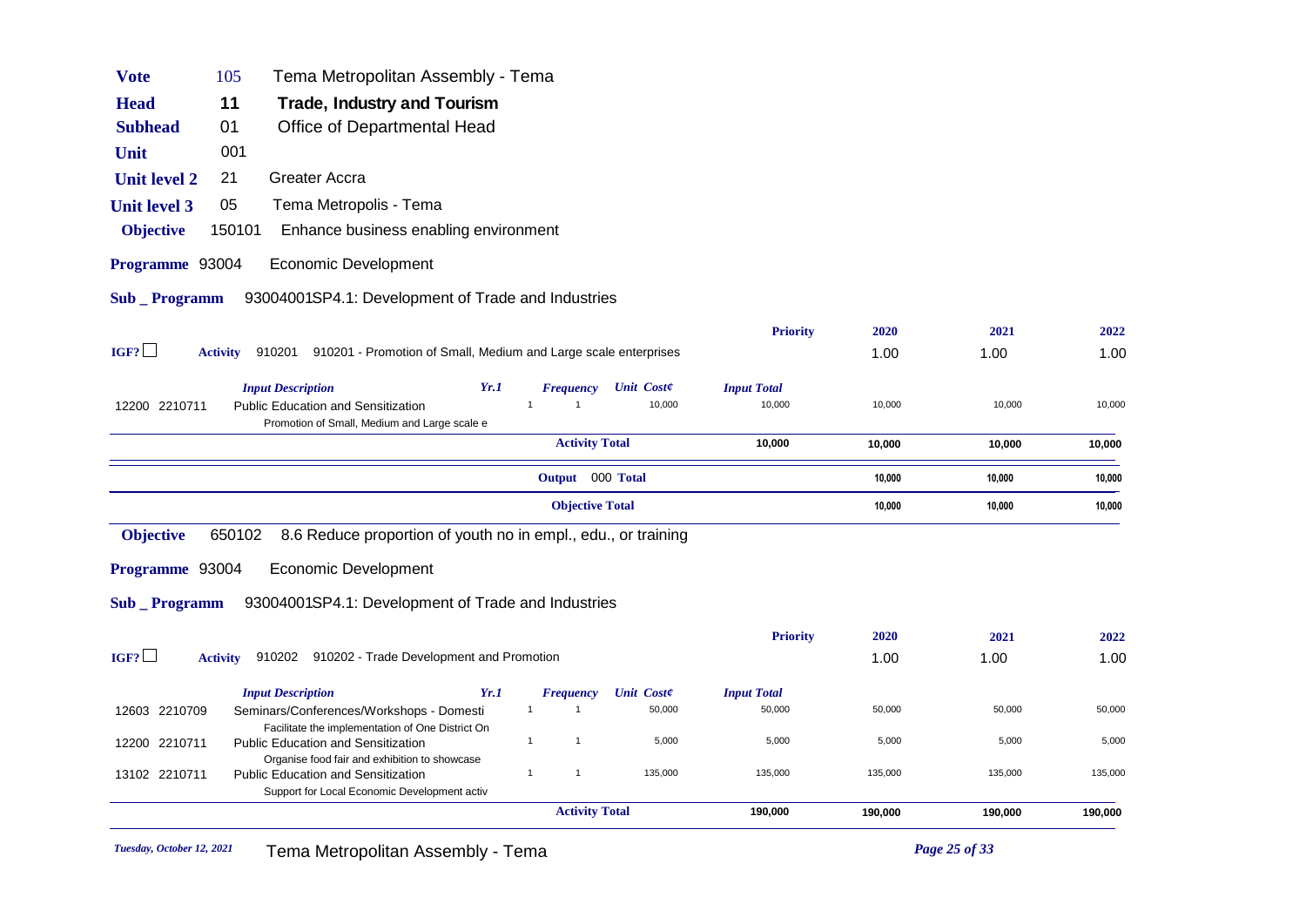**Vote** 105 Tema Metropolitan Assembly - Tema

**Head** 11 **Trade, Industry and Tourism**

**Subhead** 01 Office of Departmental Head

**Unit** 001

**Unit level 2** 21 Greater Accra

**Unit level 3** 05 Tema Metropolis - Tema

**Objective** 150101 Enhance business enabling environment

**Programme** 93004 Economic Development

**Sub _ Programm** 93004001SP4.1: Development of Trade and Industries

| | | | | | | Priority | 2020 | 2021 | 2022 |
|---|---|---|---|---|---|---|---|---|---|
| IGF? ☐ | **Activity** 910201 910201 - Promotion of Small, Medium and Large scale enterprises | | | | | | 1.00 | 1.00 | 1.00 |
| | *Input Description* | *Yr.1* | *Frequency* | *Unit Cost¢* | *Input Total* | | | | |
| 12200 2210711 | Public Education and Sensitization<br>Promotion of Small, Medium and Large scale e | 1 | 1 | 10,000 | 10,000 | | 10,000 | 10,000 | 10,000 |
| | | | **Activity Total** | | 10,000 | | 10,000 | 10,000 | 10,000 |
| | | | **Output** 000 **Total** | | | | 10,000 | 10,000 | 10,000 |
| | | | **Objective Total** | | | | 10,000 | 10,000 | 10,000 |

**Objective** 650102 8.6 Reduce proportion of youth no in empl., edu., or training

**Programme** 93004 Economic Development

**Sub _ Programm** 93004001SP4.1: Development of Trade and Industries

| | | | | | | Priority | 2020 | 2021 | 2022 |
|---|---|---|---|---|---|---|---|---|---|
| IGF? ☐ | **Activity** 910202 910202 - Trade Development and Promotion | | | | | | 1.00 | 1.00 | 1.00 |
| | *Input Description* | *Yr.1* | *Frequency* | *Unit Cost¢* | *Input Total* | | | | |
| 12603 2210709 | Seminars/Conferences/Workshops - Domesti<br>Facilitate the implementation of One District On | 1 | 1 | 50,000 | 50,000 | | 50,000 | 50,000 | 50,000 |
| 12200 2210711 | Public Education and Sensitization<br>Organise food fair and exhibition to showcase | 1 | 1 | 5,000 | 5,000 | | 5,000 | 5,000 | 5,000 |
| 13102 2210711 | Public Education and Sensitization<br>Support for Local Economic Development activ | 1 | 1 | 135,000 | 135,000 | | 135,000 | 135,000 | 135,000 |
| | | | **Activity Total** | | 190,000 | | 190,000 | 190,000 | 190,000 |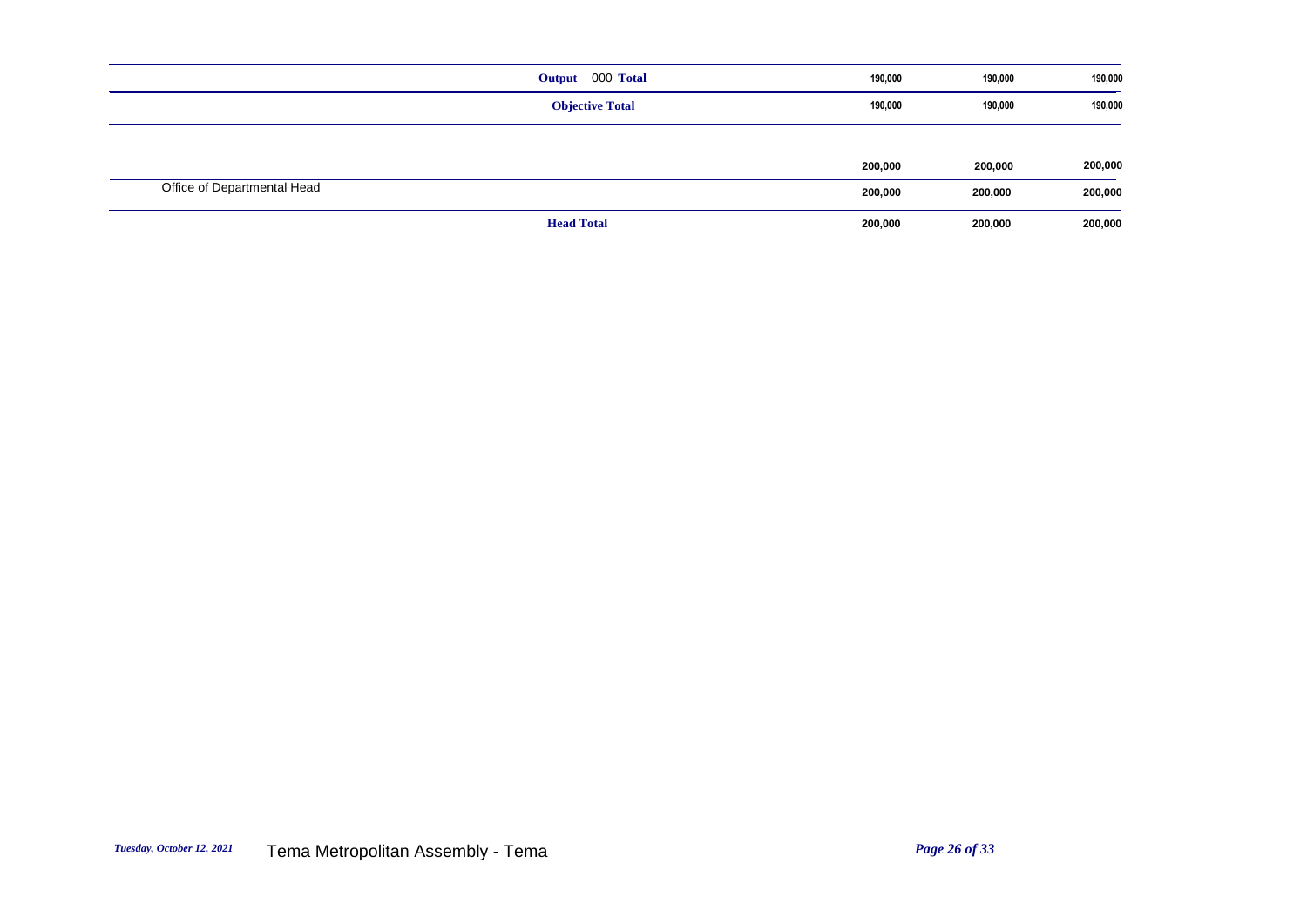| | | | | |
|---|---|---|---|---|
| | **Output 000 Total** | 190,000 | 190,000 | 190,000 |
| | **Objective Total** | 190,000 | 190,000 | 190,000 |
| | | **200,000** | **200,000** | **200,000** |
| Office of Departmental Head | | **200,000** | **200,000** | **200,000** |
| | **Head Total** | **200,000** | **200,000** | **200,000** |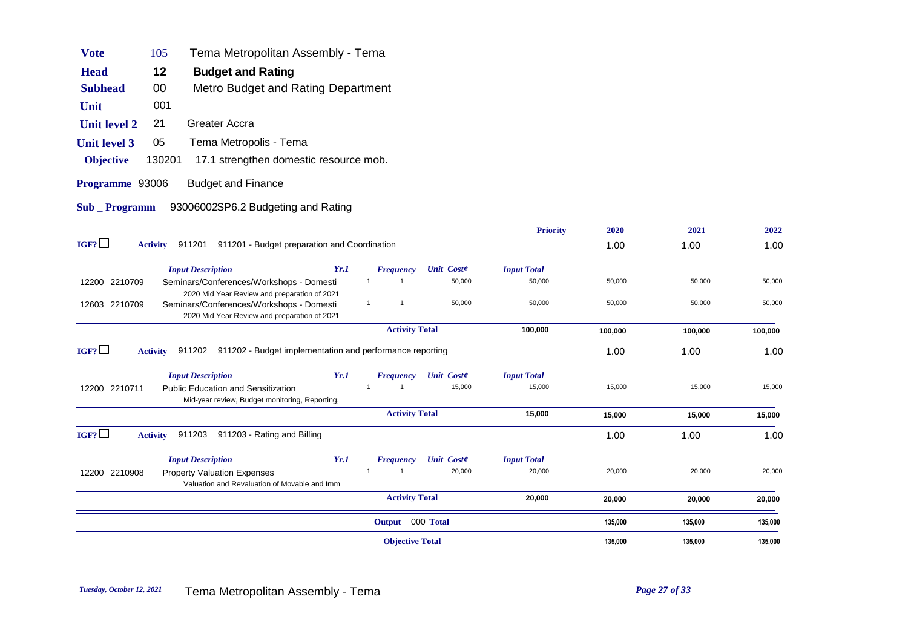| | | |
|---|---|---|
| **Vote** | 105 | Tema Metropolitan Assembly - Tema |
| **Head** | **12** | **Budget and Rating** |
| **Subhead** | 00 | Metro Budget and Rating Department |
| **Unit** | 001 | |
| **Unit level 2** | 21 | Greater Accra |
| **Unit level 3** | 05 | Tema Metropolis - Tema |
| **Objective** | 130201 | 17.1 strengthen domestic resource mob. |
| **Programme** | 93006 | Budget and Finance |
| **Sub _ Programm** | | 93006002SP6.2 Budgeting and Rating |

| | Input Description | Yr.1 | Frequency | Unit Cost¢ | Input Total | Priority 2020 | 2021 | 2022 |
|---|---|---|---|---|---|---|---|---|
| **IGF? ☐ Activity 911201** | **911201 - Budget preparation and Coordination** | | | | | 1.00 | 1.00 | 1.00 |
| 12200 2210709 | Seminars/Conferences/Workshops - Domesti<br>2020 Mid Year Review and preparation of 2021 | 1 | 1 | 50,000 | 50,000 | 50,000 | 50,000 | 50,000 |
| 12603 2210709 | Seminars/Conferences/Workshops - Domesti<br>2020 Mid Year Review and preparation of 2021 | 1 | 1 | 50,000 | 50,000 | 50,000 | 50,000 | 50,000 |
| | | | **Activity Total** | | **100,000** | **100,000** | **100,000** | **100,000** |
| **IGF? ☐ Activity 911202** | **911202 - Budget implementation and performance reporting** | | | | | 1.00 | 1.00 | 1.00 |
| 12200 2210711 | Public Education and Sensitization<br>Mid-year review, Budget monitoring, Reporting, | 1 | 1 | 15,000 | 15,000 | 15,000 | 15,000 | 15,000 |
| | | | **Activity Total** | | **15,000** | **15,000** | **15,000** | **15,000** |
| **IGF? ☐ Activity 911203** | **911203 - Rating and Billing** | | | | | 1.00 | 1.00 | 1.00 |
| 12200 2210908 | Property Valuation Expenses<br>Valuation and Revaluation of Movable and Imm | 1 | 1 | 20,000 | 20,000 | 20,000 | 20,000 | 20,000 |
| | | | **Activity Total** | | **20,000** | **20,000** | **20,000** | **20,000** |
| | | | **Output 000 Total** | | | **135,000** | **135,000** | **135,000** |
| | | | **Objective Total** | | | **135,000** | **135,000** | **135,000** |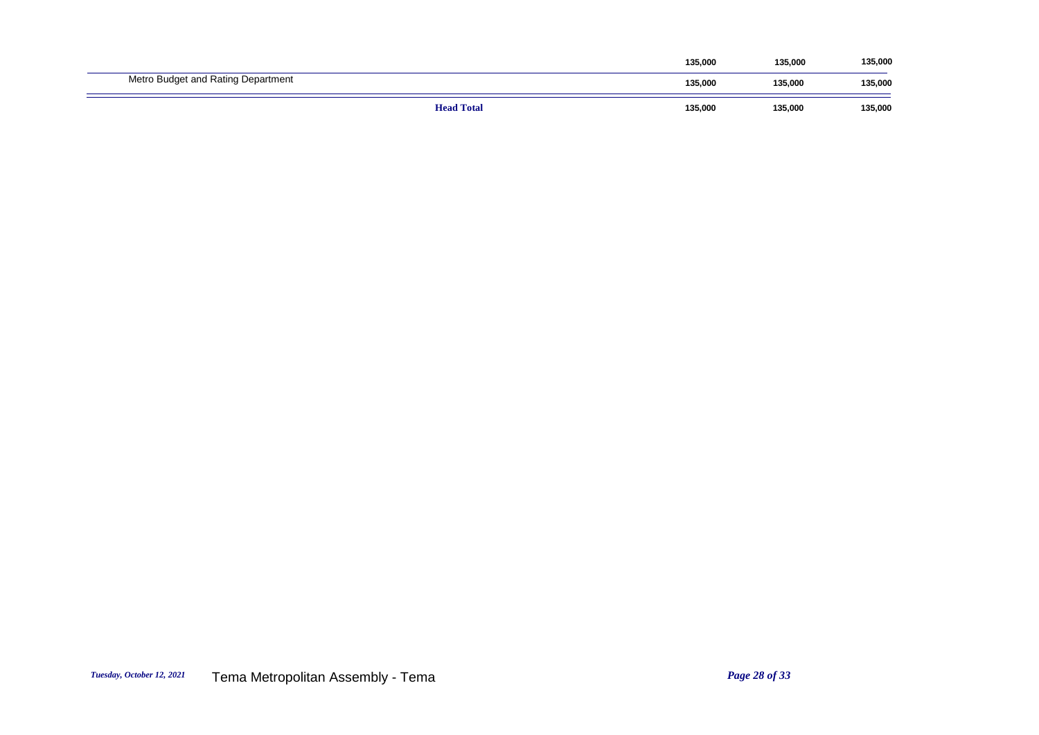| | | | |
|---|---|---|---|
| | 135,000 | 135,000 | 135,000 |
| Metro Budget and Rating Department | 135,000 | 135,000 | 135,000 |
| **Head Total** | 135,000 | 135,000 | 135,000 |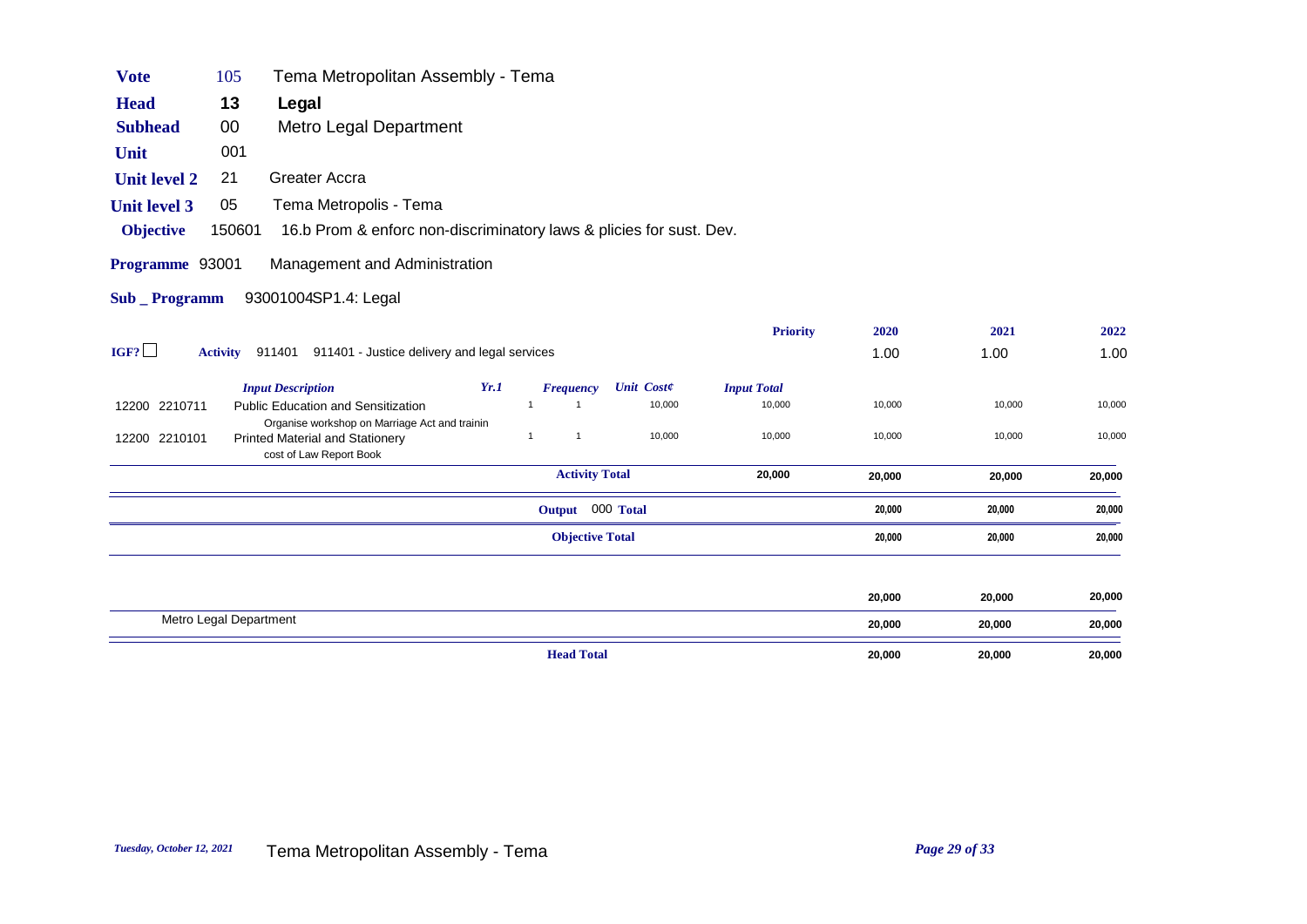| | | |
|---|---|---|
| **Vote** | 105 | Tema Metropolitan Assembly - Tema |
| **Head** | **13** | **Legal** |
| **Subhead** | 00 | Metro Legal Department |
| **Unit** | 001 | |
| **Unit level 2** | 21 | Greater Accra |
| **Unit level 3** | 05 | Tema Metropolis - Tema |
| **Objective** | 150601 | 16.b Prom & enforc non-discriminatory laws & plicies for sust. Dev. |
| **Programme** | 93001 | Management and Administration |
| **Sub _ Programm** | | 93001004SP1.4: Legal |

IGF? ☐ **Activity** 911401 911401 - Justice delivery and legal services

| | Input Description | Yr.1 | Frequency | Unit Cost¢ | Input Total | 2020 | 2021 | 2022 |
|---|---|---|---|---|---|---|---|---|
| | | | | | **Priority** | 1.00 | 1.00 | 1.00 |
| 12200 2210711 | Public Education and Sensitization<br>Organise workshop on Marriage Act and trainin | 1 | 1 | 10,000 | 10,000 | 10,000 | 10,000 | 10,000 |
| 12200 2210101 | Printed Material and Stationery<br>cost of Law Report Book | 1 | 1 | 10,000 | 10,000 | 10,000 | 10,000 | 10,000 |
| | | | **Activity Total** | | **20,000** | **20,000** | **20,000** | **20,000** |
| | | | **Output** 000 **Total** | | | **20,000** | **20,000** | **20,000** |
| | | | **Objective Total** | | | **20,000** | **20,000** | **20,000** |
| | | | | | | **20,000** | **20,000** | **20,000** |
| | Metro Legal Department | | | | | **20,000** | **20,000** | **20,000** |
| | | | **Head Total** | | | **20,000** | **20,000** | **20,000** |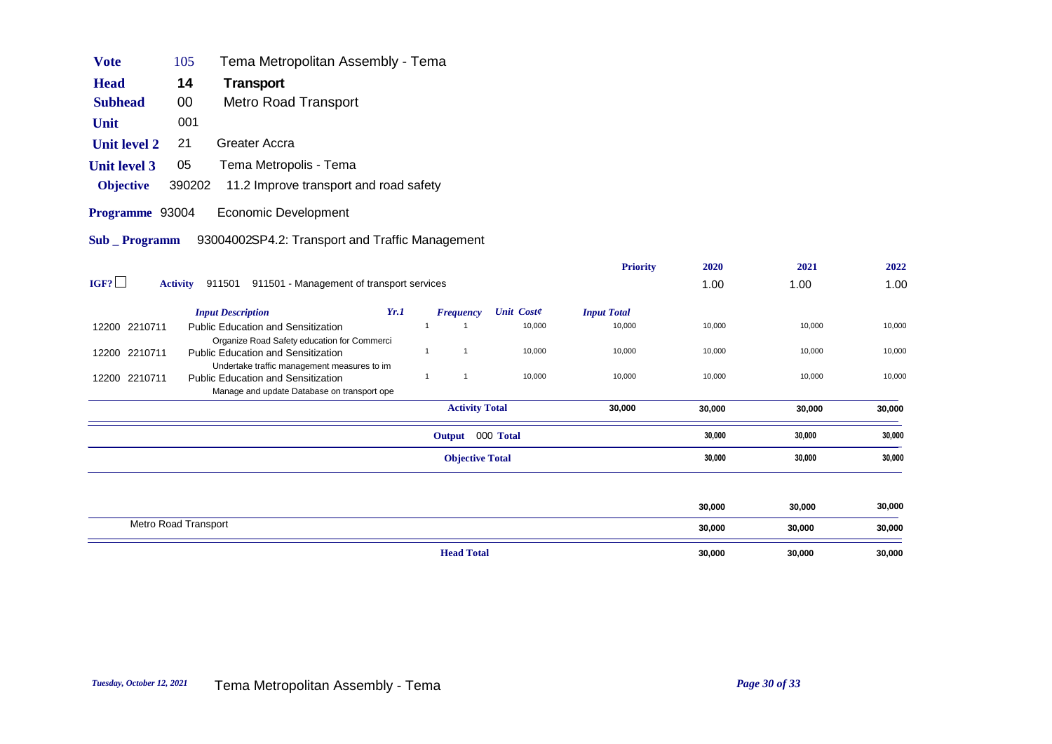| | | |
|---|---|---|
| **Vote** | 105 | Tema Metropolitan Assembly - Tema |
| **Head** | 14 | **Transport** |
| **Subhead** | 00 | Metro Road Transport |
| **Unit** | 001 | |
| **Unit level 2** | 21 | Greater Accra |
| **Unit level 3** | 05 | Tema Metropolis - Tema |
| **Objective** | 390202 | 11.2 Improve transport and road safety |
| **Programme** | 93004 | Economic Development |
| **Sub _ Programm** | | 93004002SP4.2: Transport and Traffic Management |

| IGF? ☐ | **Activity** 911501 911501 - Management of transport services | | | | | **Priority** | **2020** | **2021** | **2022** |
|---|---|---|---|---|---|---|---|---|---|
| | | | | | | | 1.00 | 1.00 | 1.00 |
| | ***Input Description*** | ***Yr.1*** | ***Frequency*** | ***Unit Cost¢*** | ***Input Total*** | | | | |
| 12200 2210711 | Public Education and Sensitization<br>Organize Road Safety education for Commerci | 1 | 1 | 10,000 | 10,000 | | 10,000 | 10,000 | 10,000 |
| 12200 2210711 | Public Education and Sensitization<br>Undertake traffic management measures to im | 1 | 1 | 10,000 | 10,000 | | 10,000 | 10,000 | 10,000 |
| 12200 2210711 | Public Education and Sensitization<br>Manage and update Database on transport ope | 1 | 1 | 10,000 | 10,000 | | 10,000 | 10,000 | 10,000 |
| | | | **Activity Total** | | **30,000** | | **30,000** | **30,000** | **30,000** |
| | | | **Output 000 Total** | | | | **30,000** | **30,000** | **30,000** |
| | | | **Objective Total** | | | | **30,000** | **30,000** | **30,000** |
| | | | | | | | **30,000** | **30,000** | **30,000** |
| | Metro Road Transport | | | | | | **30,000** | **30,000** | **30,000** |
| | | | **Head Total** | | | | **30,000** | **30,000** | **30,000** |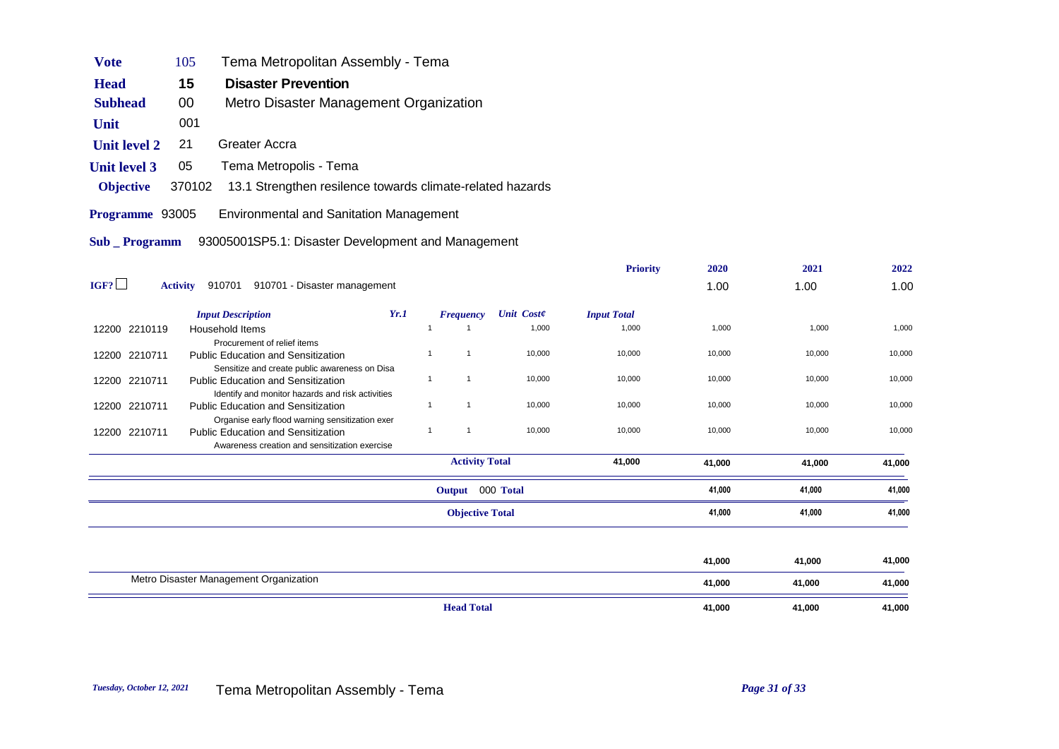| | | |
|---|---|---|
| **Vote** | 105 | Tema Metropolitan Assembly - Tema |
| **Head** | **15** | **Disaster Prevention** |
| **Subhead** | 00 | Metro Disaster Management Organization |
| **Unit** | 001 | |
| **Unit level 2** | 21 | Greater Accra |
| **Unit level 3** | 05 | Tema Metropolis - Tema |
| **Objective** | 370102 | 13.1 Strengthen resilence towards climate-related hazards |
| **Programme** | 93005 | Environmental and Sanitation Management |
| **Sub _ Programm** | | 93005001SP5.1: Disaster Development and Management |

IGF? ☐ **Activity** 910701 910701 - Disaster management

| | *Input Description* | *Yr.1* | *Frequency* | *Unit Cost¢* | *Input Total* | 2020 | 2021 | 2022 |
|---|---|---|---|---|---|---|---|---|
| | **Priority** | | | | | 1.00 | 1.00 | 1.00 |
| 12200 2210119 | Household Items<br>Procurement of relief items | 1 | 1 | 1,000 | 1,000 | 1,000 | 1,000 | 1,000 |
| 12200 2210711 | Public Education and Sensitization<br>Sensitize and create public awareness on Disa | 1 | 1 | 10,000 | 10,000 | 10,000 | 10,000 | 10,000 |
| 12200 2210711 | Public Education and Sensitization<br>Identify and monitor hazards and risk activities | 1 | 1 | 10,000 | 10,000 | 10,000 | 10,000 | 10,000 |
| 12200 2210711 | Public Education and Sensitization<br>Organise early flood warning sensitization exer | 1 | 1 | 10,000 | 10,000 | 10,000 | 10,000 | 10,000 |
| 12200 2210711 | Public Education and Sensitization<br>Awareness creation and sensitization exercise | 1 | 1 | 10,000 | 10,000 | 10,000 | 10,000 | 10,000 |
| | | | **Activity Total** | | **41,000** | **41,000** | **41,000** | **41,000** |
| | | | **Output** 000 **Total** | | | **41,000** | **41,000** | **41,000** |
| | | | **Objective Total** | | | **41,000** | **41,000** | **41,000** |
| | | | | | | **41,000** | **41,000** | **41,000** |
| | Metro Disaster Management Organization | | | | | **41,000** | **41,000** | **41,000** |
| | | | **Head Total** | | | **41,000** | **41,000** | **41,000** |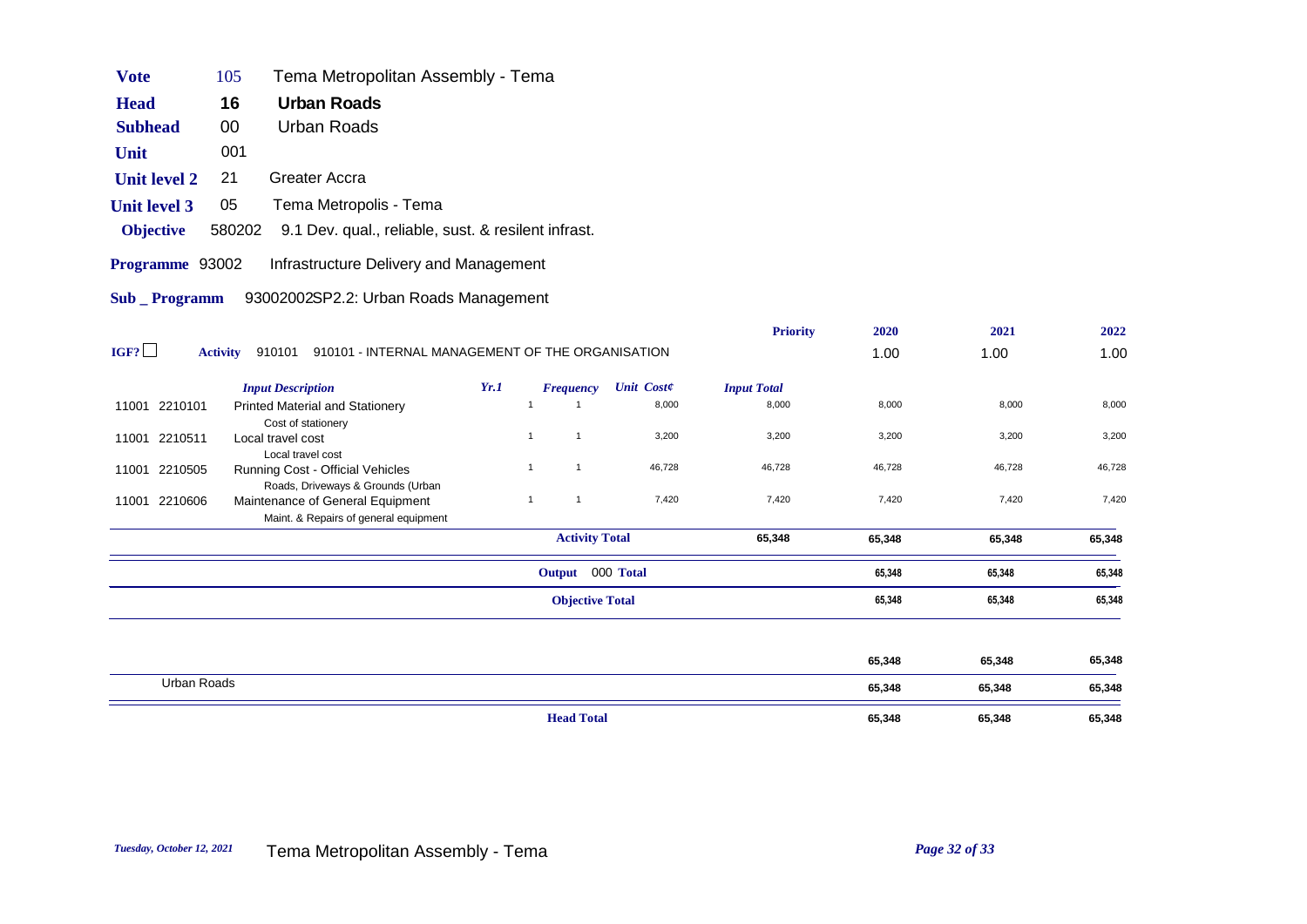| | | |
|---|---|---|
| **Vote** | 105 | Tema Metropolitan Assembly - Tema |
| **Head** | **16** | **Urban Roads** |
| **Subhead** | 00 | Urban Roads |
| **Unit** | 001 | |
| **Unit level 2** | 21 | Greater Accra |
| **Unit level 3** | 05 | Tema Metropolis - Tema |
| **Objective** | 580202 | 9.1 Dev. qual., reliable, sust. & resilent infrast. |
| **Programme** | 93002 | Infrastructure Delivery and Management |
| **Sub _ Programm** | | 93002002SP2.2: Urban Roads Management |

| | | | | | | **Priority** | **2020** | **2021** | **2022** |
|---|---|---|---|---|---|---|---|---|---|
| IGF? ☐ | **Activity** 910101 | 910101 - INTERNAL MANAGEMENT OF THE ORGANISATION | | | | | 1.00 | 1.00 | 1.00 |
| | *Input Description* | | *Yr.1* | *Frequency* | *Unit Cost¢* | *Input Total* | | | |
| 11001 2210101 | Printed Material and Stationery | Cost of stationery | 1 | 1 | 8,000 | 8,000 | 8,000 | 8,000 | 8,000 |
| 11001 2210511 | Local travel cost | Local travel cost | 1 | 1 | 3,200 | 3,200 | 3,200 | 3,200 | 3,200 |
| 11001 2210505 | Running Cost - Official Vehicles | Roads, Driveways & Grounds (Urban | 1 | 1 | 46,728 | 46,728 | 46,728 | 46,728 | 46,728 |
| 11001 2210606 | Maintenance of General Equipment | Maint. & Repairs of general equipment | 1 | 1 | 7,420 | 7,420 | 7,420 | 7,420 | 7,420 |
| | | | | **Activity Total** | | **65,348** | **65,348** | **65,348** | **65,348** |
| | | | | **Output** 000 **Total** | | | **65,348** | **65,348** | **65,348** |
| | | | | **Objective Total** | | | **65,348** | **65,348** | **65,348** |
| | | | | | | | **65,348** | **65,348** | **65,348** |
| Urban Roads | | | | | | | **65,348** | **65,348** | **65,348** |
| | | | | **Head Total** | | | **65,348** | **65,348** | **65,348** |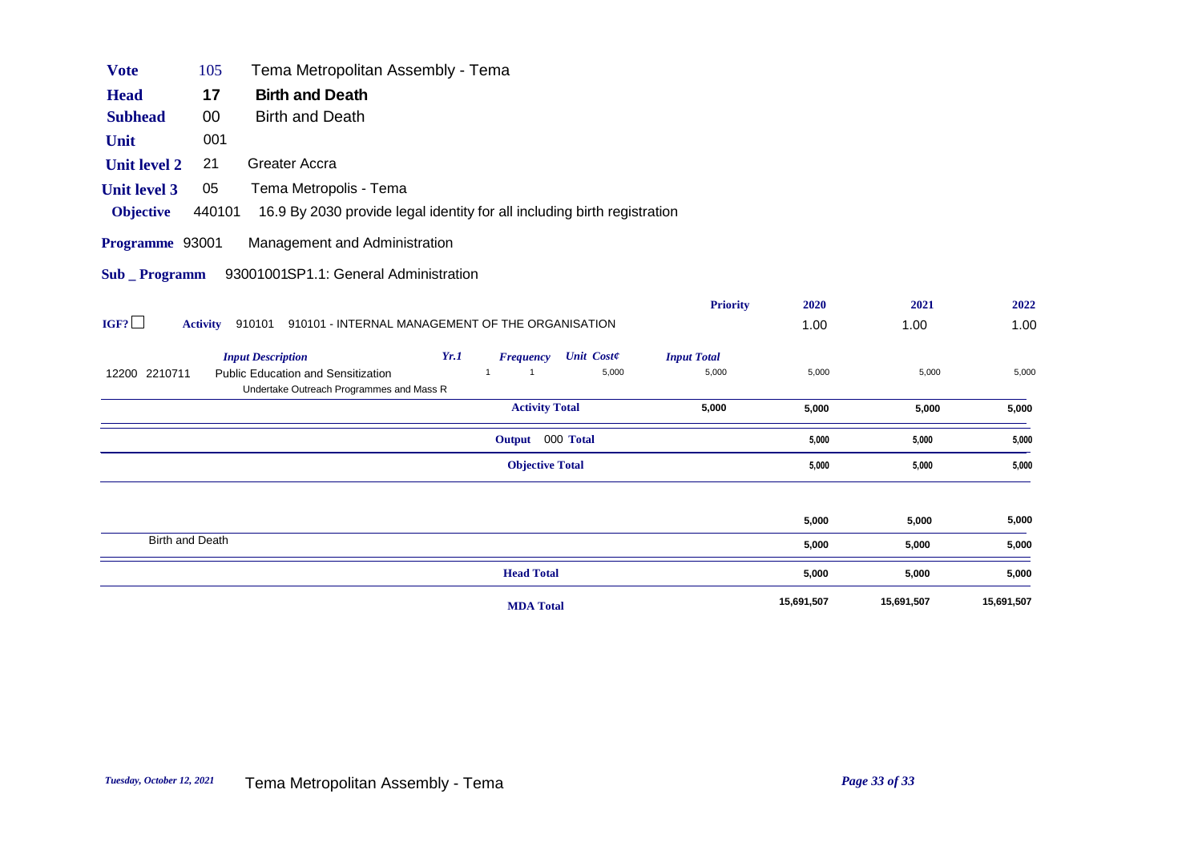| | | |
|---|---|---|
| **Vote** | 105 | Tema Metropolitan Assembly - Tema |
| **Head** | **17** | **Birth and Death** |
| **Subhead** | 00 | Birth and Death |
| **Unit** | 001 | |
| **Unit level 2** | 21 | Greater Accra |
| **Unit level 3** | 05 | Tema Metropolis - Tema |
| **Objective** | 440101 | 16.9 By 2030 provide legal identity for all including birth registration |
| **Programme** | 93001 | Management and Administration |
| **Sub _ Programm** | | 93001001SP1.1: General Administration |

| | | | | | | Priority | 2020 | 2021 | 2022 |
|---|---|---|---|---|---|---|---|---|---|
| IGF? ☐ | **Activity** 910101 910101 - INTERNAL MANAGEMENT OF THE ORGANISATION | | | | | | 1.00 | 1.00 | 1.00 |
| | *Input Description* | *Yr.1* | *Frequency* | *Unit Cost¢* | | *Input Total* | | | |
| 12200 2210711 | Public Education and Sensitization<br>Undertake Outreach Programmes and Mass R | 1 | 1 | 5,000 | | 5,000 | 5,000 | 5,000 | 5,000 |
| | | | **Activity Total** | | | **5,000** | **5,000** | **5,000** | **5,000** |
| | | | **Output** 000 **Total** | | | | **5,000** | **5,000** | **5,000** |
| | | | **Objective Total** | | | | **5,000** | **5,000** | **5,000** |
| | | | | | | | **5,000** | **5,000** | **5,000** |
| Birth and Death | | | | | | | **5,000** | **5,000** | **5,000** |
| | | | **Head Total** | | | | **5,000** | **5,000** | **5,000** |
| | | | **MDA Total** | | | | **15,691,507** | **15,691,507** | **15,691,507** |